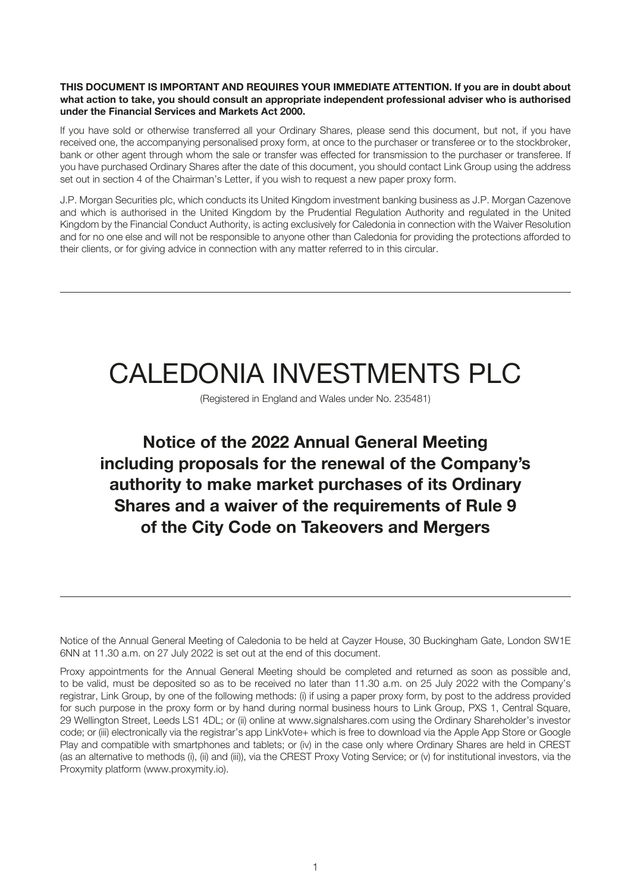**THIS DOCUMENT IS IMPORTANT AND REQUIRES YOUR IMMEDIATE ATTENTION. If you are in doubt about what action to take, you should consult an appropriate independent professional adviser who is authorised under the Financial Services and Markets Act 2000.**

If you have sold or otherwise transferred all your Ordinary Shares, please send this document, but not, if you have received one, the accompanying personalised proxy form, at once to the purchaser or transferee or to the stockbroker, bank or other agent through whom the sale or transfer was effected for transmission to the purchaser or transferee. If you have purchased Ordinary Shares after the date of this document, you should contact Link Group using the address set out in section 4 of the Chairman's Letter, if you wish to request a new paper proxy form.

J.P. Morgan Securities plc, which conducts its United Kingdom investment banking business as J.P. Morgan Cazenove and which is authorised in the United Kingdom by the Prudential Regulation Authority and regulated in the United Kingdom by the Financial Conduct Authority, is acting exclusively for Caledonia in connection with the Waiver Resolution and for no one else and will not be responsible to anyone other than Caledonia for providing the protections afforded to their clients, or for giving advice in connection with any matter referred to in this circular.

---

# CALEDONIA INVESTMENTS PLC

(Registered in England and Wales under No. 235481)

## Notice of the 2022 Annual General Meeting including proposals for the renewal of the Company's authority to make market purchases of its Ordinary Shares and a waiver of the requirements of Rule 9 of the City Code on Takeovers and Mergers

---

Notice of the Annual General Meeting of Caledonia to be held at Cayzer House, 30 Buckingham Gate, London SW1E 6NN at 11.30 a.m. on 27 July 2022 is set out at the end of this document.

Proxy appointments for the Annual General Meeting should be completed and returned as soon as possible and, to be valid, must be deposited so as to be received no later than 11.30 a.m. on 25 July 2022 with the Company's registrar, Link Group, by one of the following methods: (i) if using a paper proxy form, by post to the address provided for such purpose in the proxy form or by hand during normal business hours to Link Group, PXS 1, Central Square, 29 Wellington Street, Leeds LS1 4DL; or (ii) online at www.signalshares.com using the Ordinary Shareholder's investor code; or (iii) electronically via the registrar's app LinkVote+ which is free to download via the Apple App Store or Google Play and compatible with smartphones and tablets; or (iv) in the case only where Ordinary Shares are held in CREST (as an alternative to methods (i), (ii) and (iii)), via the CREST Proxy Voting Service; or (v) for institutional investors, via the Proxymity platform (www.proxymity.io).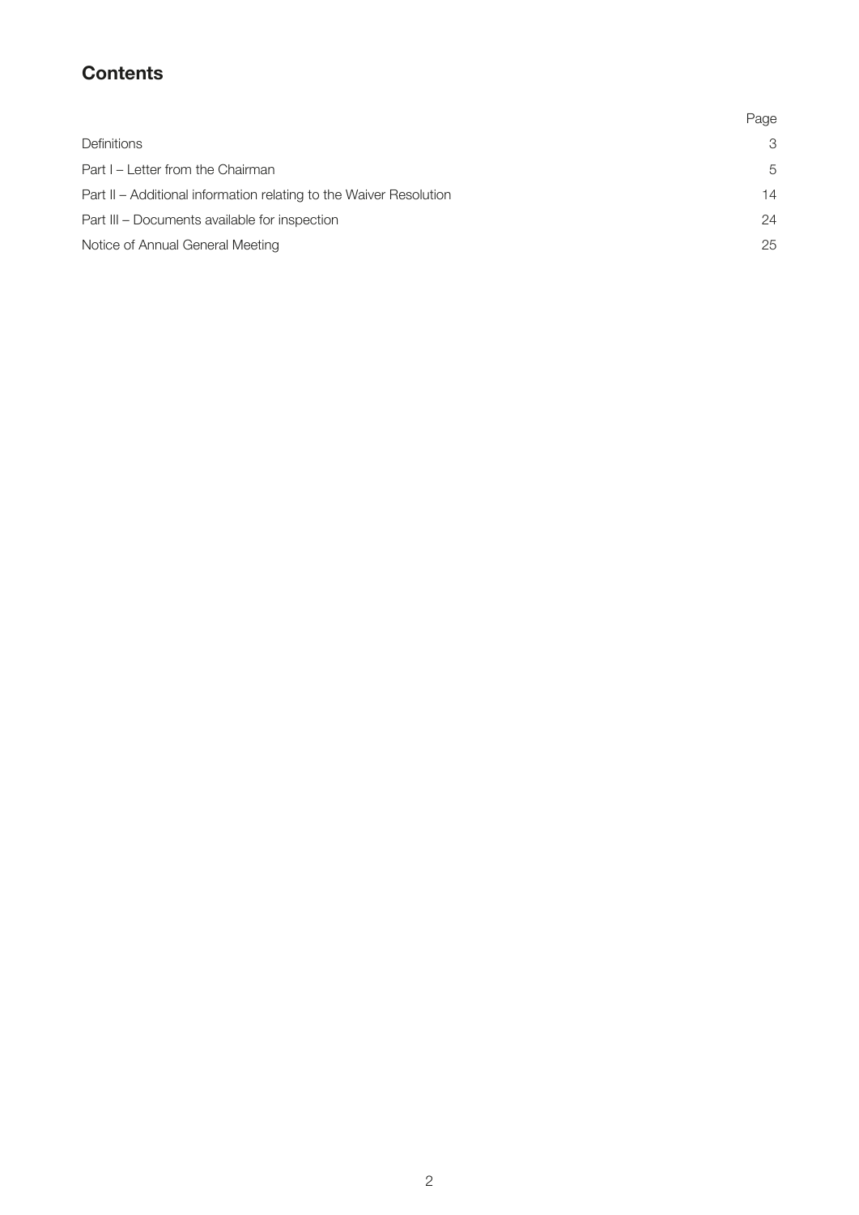## Contents

| | Page |
|---|---|
| Definitions | 3 |
| Part I – Letter from the Chairman | 5 |
| Part II – Additional information relating to the Waiver Resolution | 14 |
| Part III – Documents available for inspection | 24 |
| Notice of Annual General Meeting | 25 |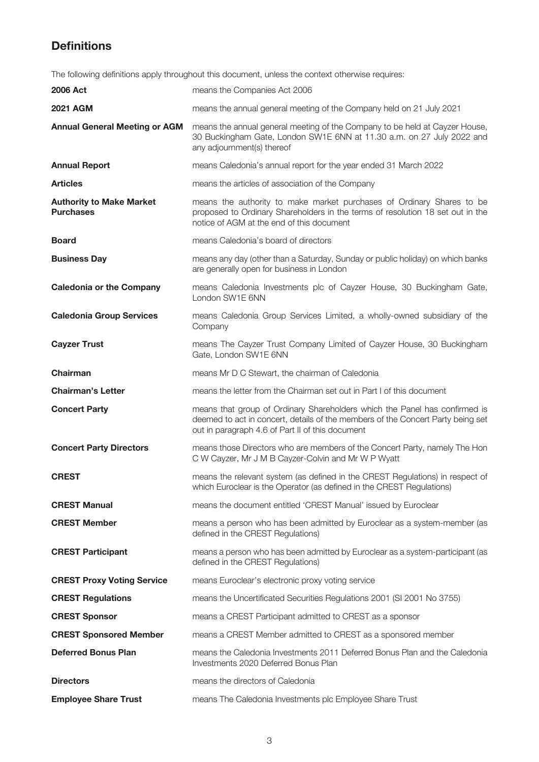## Definitions

The following definitions apply throughout this document, unless the context otherwise requires:

| | |
|---|---|
| **2006 Act** | means the Companies Act 2006 |
| **2021 AGM** | means the annual general meeting of the Company held on 21 July 2021 |
| **Annual General Meeting or AGM** | means the annual general meeting of the Company to be held at Cayzer House, 30 Buckingham Gate, London SW1E 6NN at 11.30 a.m. on 27 July 2022 and any adjournment(s) thereof |
| **Annual Report** | means Caledonia's annual report for the year ended 31 March 2022 |
| **Articles** | means the articles of association of the Company |
| **Authority to Make Market Purchases** | means the authority to make market purchases of Ordinary Shares to be proposed to Ordinary Shareholders in the terms of resolution 18 set out in the notice of AGM at the end of this document |
| **Board** | means Caledonia's board of directors |
| **Business Day** | means any day (other than a Saturday, Sunday or public holiday) on which banks are generally open for business in London |
| **Caledonia or the Company** | means Caledonia Investments plc of Cayzer House, 30 Buckingham Gate, London SW1E 6NN |
| **Caledonia Group Services** | means Caledonia Group Services Limited, a wholly-owned subsidiary of the Company |
| **Cayzer Trust** | means The Cayzer Trust Company Limited of Cayzer House, 30 Buckingham Gate, London SW1E 6NN |
| **Chairman** | means Mr D C Stewart, the chairman of Caledonia |
| **Chairman's Letter** | means the letter from the Chairman set out in Part I of this document |
| **Concert Party** | means that group of Ordinary Shareholders which the Panel has confirmed is deemed to act in concert, details of the members of the Concert Party being set out in paragraph 4.6 of Part II of this document |
| **Concert Party Directors** | means those Directors who are members of the Concert Party, namely The Hon C W Cayzer, Mr J M B Cayzer-Colvin and Mr W P Wyatt |
| **CREST** | means the relevant system (as defined in the CREST Regulations) in respect of which Euroclear is the Operator (as defined in the CREST Regulations) |
| **CREST Manual** | means the document entitled 'CREST Manual' issued by Euroclear |
| **CREST Member** | means a person who has been admitted by Euroclear as a system-member (as defined in the CREST Regulations) |
| **CREST Participant** | means a person who has been admitted by Euroclear as a system-participant (as defined in the CREST Regulations) |
| **CREST Proxy Voting Service** | means Euroclear's electronic proxy voting service |
| **CREST Regulations** | means the Uncertificated Securities Regulations 2001 (SI 2001 No 3755) |
| **CREST Sponsor** | means a CREST Participant admitted to CREST as a sponsor |
| **CREST Sponsored Member** | means a CREST Member admitted to CREST as a sponsored member |
| **Deferred Bonus Plan** | means the Caledonia Investments 2011 Deferred Bonus Plan and the Caledonia Investments 2020 Deferred Bonus Plan |
| **Directors** | means the directors of Caledonia |
| **Employee Share Trust** | means The Caledonia Investments plc Employee Share Trust |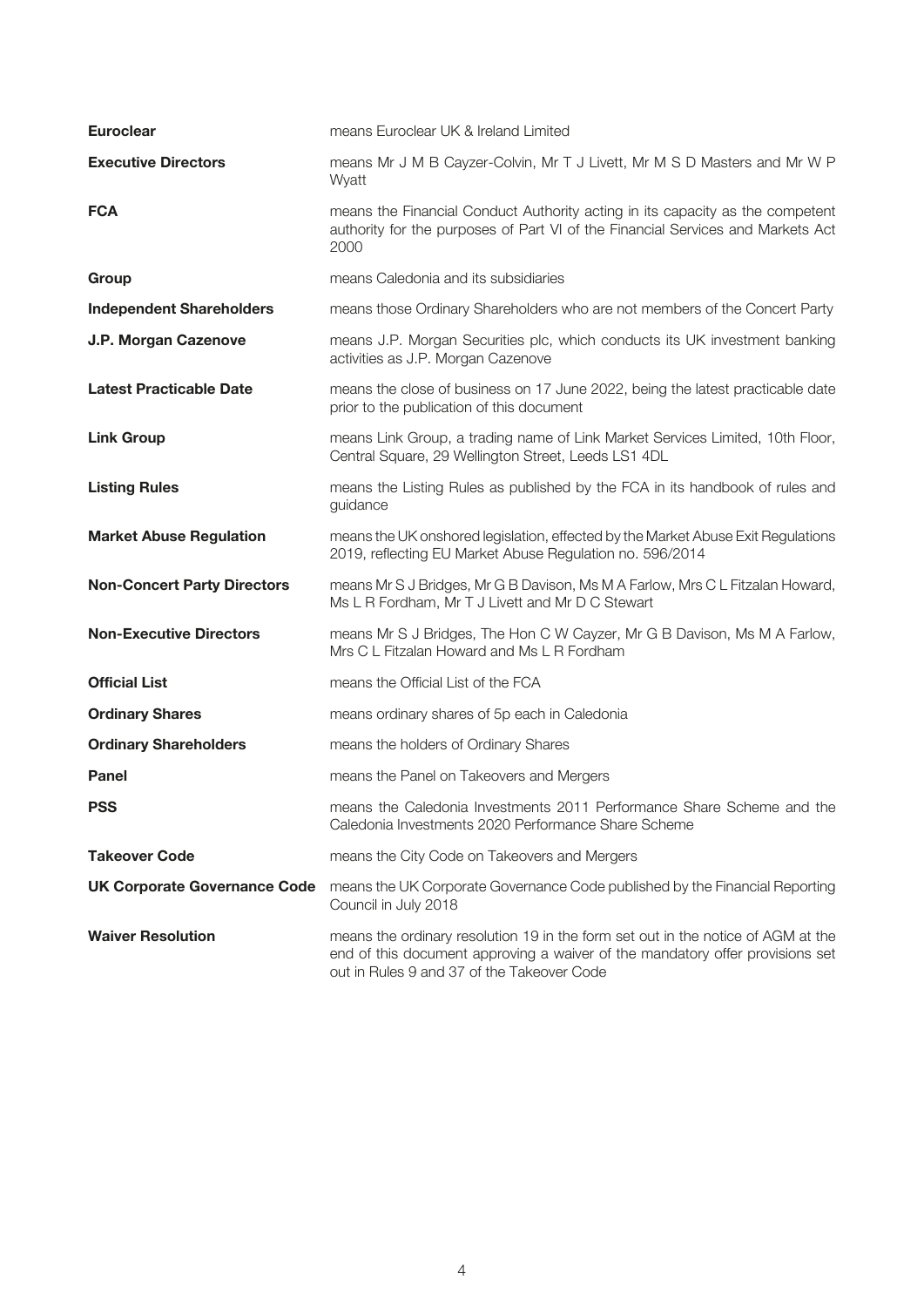| | |
|---|---|
| **Euroclear** | means Euroclear UK & Ireland Limited |
| **Executive Directors** | means Mr J M B Cayzer-Colvin, Mr T J Livett, Mr M S D Masters and Mr W P Wyatt |
| **FCA** | means the Financial Conduct Authority acting in its capacity as the competent authority for the purposes of Part VI of the Financial Services and Markets Act 2000 |
| **Group** | means Caledonia and its subsidiaries |
| **Independent Shareholders** | means those Ordinary Shareholders who are not members of the Concert Party |
| **J.P. Morgan Cazenove** | means J.P. Morgan Securities plc, which conducts its UK investment banking activities as J.P. Morgan Cazenove |
| **Latest Practicable Date** | means the close of business on 17 June 2022, being the latest practicable date prior to the publication of this document |
| **Link Group** | means Link Group, a trading name of Link Market Services Limited, 10th Floor, Central Square, 29 Wellington Street, Leeds LS1 4DL |
| **Listing Rules** | means the Listing Rules as published by the FCA in its handbook of rules and guidance |
| **Market Abuse Regulation** | means the UK onshored legislation, effected by the Market Abuse Exit Regulations 2019, reflecting EU Market Abuse Regulation no. 596/2014 |
| **Non-Concert Party Directors** | means Mr S J Bridges, Mr G B Davison, Ms M A Farlow, Mrs C L Fitzalan Howard, Ms L R Fordham, Mr T J Livett and Mr D C Stewart |
| **Non-Executive Directors** | means Mr S J Bridges, The Hon C W Cayzer, Mr G B Davison, Ms M A Farlow, Mrs C L Fitzalan Howard and Ms L R Fordham |
| **Official List** | means the Official List of the FCA |
| **Ordinary Shares** | means ordinary shares of 5p each in Caledonia |
| **Ordinary Shareholders** | means the holders of Ordinary Shares |
| **Panel** | means the Panel on Takeovers and Mergers |
| **PSS** | means the Caledonia Investments 2011 Performance Share Scheme and the Caledonia Investments 2020 Performance Share Scheme |
| **Takeover Code** | means the City Code on Takeovers and Mergers |
| **UK Corporate Governance Code** | means the UK Corporate Governance Code published by the Financial Reporting Council in July 2018 |
| **Waiver Resolution** | means the ordinary resolution 19 in the form set out in the notice of AGM at the end of this document approving a waiver of the mandatory offer provisions set out in Rules 9 and 37 of the Takeover Code |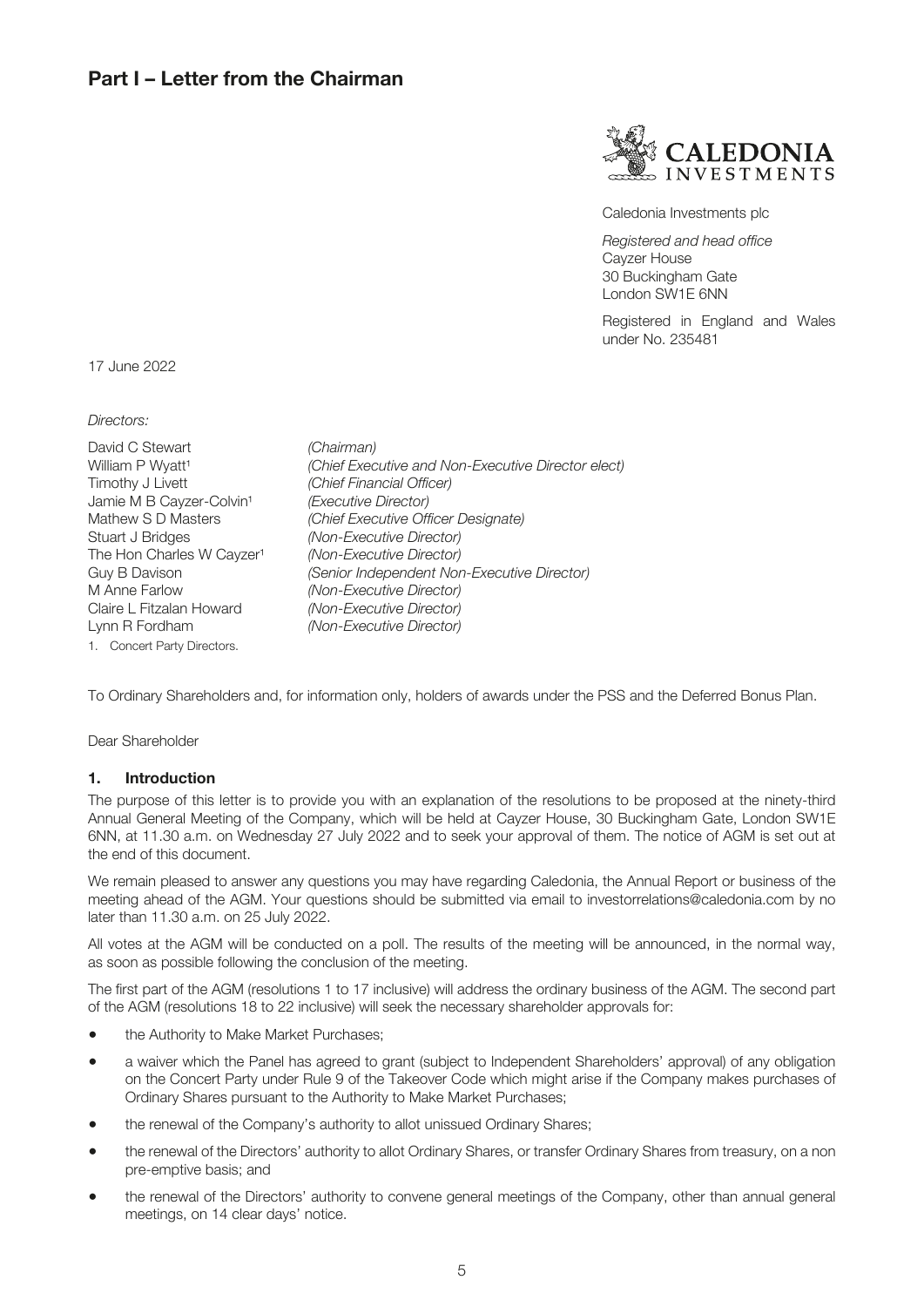# Part I – Letter from the Chairman

Caledonia Investments plc

*Registered and head office*
Cayzer House
30 Buckingham Gate
London SW1E 6NN

Registered in England and Wales under No. 235481

17 June 2022

*Directors:*

| | |
|---|---|
| David C Stewart | *(Chairman)* |
| William P Wyatt[1] | *(Chief Executive and Non-Executive Director elect)* |
| Timothy J Livett | *(Chief Financial Officer)* |
| Jamie M B Cayzer-Colvin[1] | *(Executive Director)* |
| Mathew S D Masters | *(Chief Executive Officer Designate)* |
| Stuart J Bridges | *(Non-Executive Director)* |
| The Hon Charles W Cayzer[1] | *(Non-Executive Director)* |
| Guy B Davison | *(Senior Independent Non-Executive Director)* |
| M Anne Farlow | *(Non-Executive Director)* |
| Claire L Fitzalan Howard | *(Non-Executive Director)* |
| Lynn R Fordham | *(Non-Executive Director)* |

1. Concert Party Directors.

To Ordinary Shareholders and, for information only, holders of awards under the PSS and the Deferred Bonus Plan.

Dear Shareholder

## 1. Introduction

The purpose of this letter is to provide you with an explanation of the resolutions to be proposed at the ninety-third Annual General Meeting of the Company, which will be held at Cayzer House, 30 Buckingham Gate, London SW1E 6NN, at 11.30 a.m. on Wednesday 27 July 2022 and to seek your approval of them. The notice of AGM is set out at the end of this document.

We remain pleased to answer any questions you may have regarding Caledonia, the Annual Report or business of the meeting ahead of the AGM. Your questions should be submitted via email to investorrelations@caledonia.com by no later than 11.30 a.m. on 25 July 2022.

All votes at the AGM will be conducted on a poll. The results of the meeting will be announced, in the normal way, as soon as possible following the conclusion of the meeting.

The first part of the AGM (resolutions 1 to 17 inclusive) will address the ordinary business of the AGM. The second part of the AGM (resolutions 18 to 22 inclusive) will seek the necessary shareholder approvals for:

- the Authority to Make Market Purchases;
- a waiver which the Panel has agreed to grant (subject to Independent Shareholders' approval) of any obligation on the Concert Party under Rule 9 of the Takeover Code which might arise if the Company makes purchases of Ordinary Shares pursuant to the Authority to Make Market Purchases;
- the renewal of the Company's authority to allot unissued Ordinary Shares;
- the renewal of the Directors' authority to allot Ordinary Shares, or transfer Ordinary Shares from treasury, on a non pre-emptive basis; and
- the renewal of the Directors' authority to convene general meetings of the Company, other than annual general meetings, on 14 clear days' notice.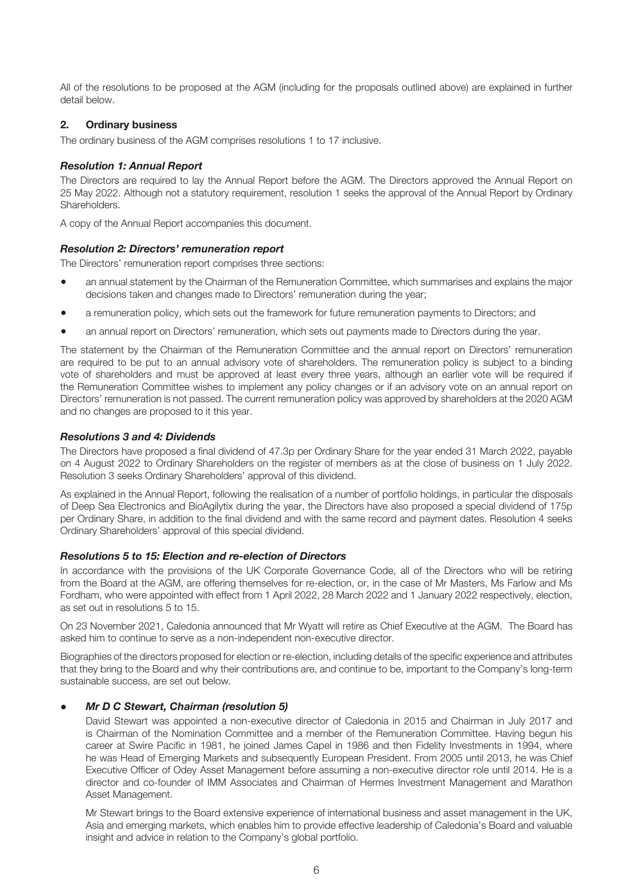All of the resolutions to be proposed at the AGM (including for the proposals outlined above) are explained in further detail below.

## 2. Ordinary business

The ordinary business of the AGM comprises resolutions 1 to 17 inclusive.

### *Resolution 1: Annual Report*

The Directors are required to lay the Annual Report before the AGM. The Directors approved the Annual Report on 25 May 2022. Although not a statutory requirement, resolution 1 seeks the approval of the Annual Report by Ordinary Shareholders.

A copy of the Annual Report accompanies this document.

### *Resolution 2: Directors' remuneration report*

The Directors' remuneration report comprises three sections:

- an annual statement by the Chairman of the Remuneration Committee, which summarises and explains the major decisions taken and changes made to Directors' remuneration during the year;
- a remuneration policy, which sets out the framework for future remuneration payments to Directors; and
- an annual report on Directors' remuneration, which sets out payments made to Directors during the year.

The statement by the Chairman of the Remuneration Committee and the annual report on Directors' remuneration are required to be put to an annual advisory vote of shareholders. The remuneration policy is subject to a binding vote of shareholders and must be approved at least every three years, although an earlier vote will be required if the Remuneration Committee wishes to implement any policy changes or if an advisory vote on an annual report on Directors' remuneration is not passed. The current remuneration policy was approved by shareholders at the 2020 AGM and no changes are proposed to it this year.

### *Resolutions 3 and 4: Dividends*

The Directors have proposed a final dividend of 47.3p per Ordinary Share for the year ended 31 March 2022, payable on 4 August 2022 to Ordinary Shareholders on the register of members as at the close of business on 1 July 2022. Resolution 3 seeks Ordinary Shareholders' approval of this dividend.

As explained in the Annual Report, following the realisation of a number of portfolio holdings, in particular the disposals of Deep Sea Electronics and BioAgilytix during the year, the Directors have also proposed a special dividend of 175p per Ordinary Share, in addition to the final dividend and with the same record and payment dates. Resolution 4 seeks Ordinary Shareholders' approval of this special dividend.

### *Resolutions 5 to 15: Election and re-election of Directors*

In accordance with the provisions of the UK Corporate Governance Code, all of the Directors who will be retiring from the Board at the AGM, are offering themselves for re-election, or, in the case of Mr Masters, Ms Farlow and Ms Fordham, who were appointed with effect from 1 April 2022, 28 March 2022 and 1 January 2022 respectively, election, as set out in resolutions 5 to 15.

On 23 November 2021, Caledonia announced that Mr Wyatt will retire as Chief Executive at the AGM. The Board has asked him to continue to serve as a non-independent non-executive director.

Biographies of the directors proposed for election or re-election, including details of the specific experience and attributes that they bring to the Board and why their contributions are, and continue to be, important to the Company's long-term sustainable success, are set out below.

- ***Mr D C Stewart, Chairman (resolution 5)***

  David Stewart was appointed a non-executive director of Caledonia in 2015 and Chairman in July 2017 and is Chairman of the Nomination Committee and a member of the Remuneration Committee. Having begun his career at Swire Pacific in 1981, he joined James Capel in 1986 and then Fidelity Investments in 1994, where he was Head of Emerging Markets and subsequently European President. From 2005 until 2013, he was Chief Executive Officer of Odey Asset Management before assuming a non-executive director role until 2014. He is a director and co-founder of IMM Associates and Chairman of Hermes Investment Management and Marathon Asset Management.

  Mr Stewart brings to the Board extensive experience of international business and asset management in the UK, Asia and emerging markets, which enables him to provide effective leadership of Caledonia's Board and valuable insight and advice in relation to the Company's global portfolio.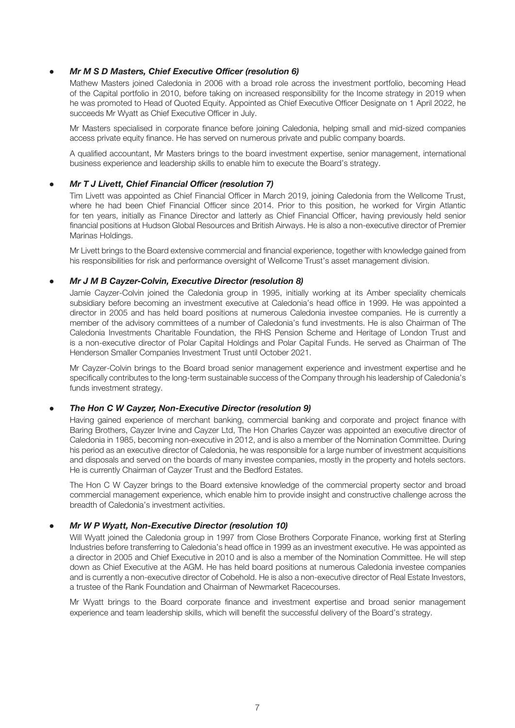- ***Mr M S D Masters, Chief Executive Officer (resolution 6)***

  Mathew Masters joined Caledonia in 2006 with a broad role across the investment portfolio, becoming Head of the Capital portfolio in 2010, before taking on increased responsibility for the Income strategy in 2019 when he was promoted to Head of Quoted Equity. Appointed as Chief Executive Officer Designate on 1 April 2022, he succeeds Mr Wyatt as Chief Executive Officer in July.

  Mr Masters specialised in corporate finance before joining Caledonia, helping small and mid-sized companies access private equity finance. He has served on numerous private and public company boards.

  A qualified accountant, Mr Masters brings to the board investment expertise, senior management, international business experience and leadership skills to enable him to execute the Board's strategy.

- ***Mr T J Livett, Chief Financial Officer (resolution 7)***

  Tim Livett was appointed as Chief Financial Officer in March 2019, joining Caledonia from the Wellcome Trust, where he had been Chief Financial Officer since 2014. Prior to this position, he worked for Virgin Atlantic for ten years, initially as Finance Director and latterly as Chief Financial Officer, having previously held senior financial positions at Hudson Global Resources and British Airways. He is also a non-executive director of Premier Marinas Holdings.

  Mr Livett brings to the Board extensive commercial and financial experience, together with knowledge gained from his responsibilities for risk and performance oversight of Wellcome Trust's asset management division.

- ***Mr J M B Cayzer-Colvin, Executive Director (resolution 8)***

  Jamie Cayzer-Colvin joined the Caledonia group in 1995, initially working at its Amber speciality chemicals subsidiary before becoming an investment executive at Caledonia's head office in 1999. He was appointed a director in 2005 and has held board positions at numerous Caledonia investee companies. He is currently a member of the advisory committees of a number of Caledonia's fund investments. He is also Chairman of The Caledonia Investments Charitable Foundation, the RHS Pension Scheme and Heritage of London Trust and is a non-executive director of Polar Capital Holdings and Polar Capital Funds. He served as Chairman of The Henderson Smaller Companies Investment Trust until October 2021.

  Mr Cayzer-Colvin brings to the Board broad senior management experience and investment expertise and he specifically contributes to the long-term sustainable success of the Company through his leadership of Caledonia's funds investment strategy.

- ***The Hon C W Cayzer, Non-Executive Director (resolution 9)***

  Having gained experience of merchant banking, commercial banking and corporate and project finance with Baring Brothers, Cayzer Irvine and Cayzer Ltd, The Hon Charles Cayzer was appointed an executive director of Caledonia in 1985, becoming non-executive in 2012, and is also a member of the Nomination Committee. During his period as an executive director of Caledonia, he was responsible for a large number of investment acquisitions and disposals and served on the boards of many investee companies, mostly in the property and hotels sectors. He is currently Chairman of Cayzer Trust and the Bedford Estates.

  The Hon C W Cayzer brings to the Board extensive knowledge of the commercial property sector and broad commercial management experience, which enable him to provide insight and constructive challenge across the breadth of Caledonia's investment activities.

- ***Mr W P Wyatt, Non-Executive Director (resolution 10)***

  Will Wyatt joined the Caledonia group in 1997 from Close Brothers Corporate Finance, working first at Sterling Industries before transferring to Caledonia's head office in 1999 as an investment executive. He was appointed as a director in 2005 and Chief Executive in 2010 and is also a member of the Nomination Committee. He will step down as Chief Executive at the AGM. He has held board positions at numerous Caledonia investee companies and is currently a non-executive director of Cobehold. He is also a non-executive director of Real Estate Investors, a trustee of the Rank Foundation and Chairman of Newmarket Racecourses.

  Mr Wyatt brings to the Board corporate finance and investment expertise and broad senior management experience and team leadership skills, which will benefit the successful delivery of the Board's strategy.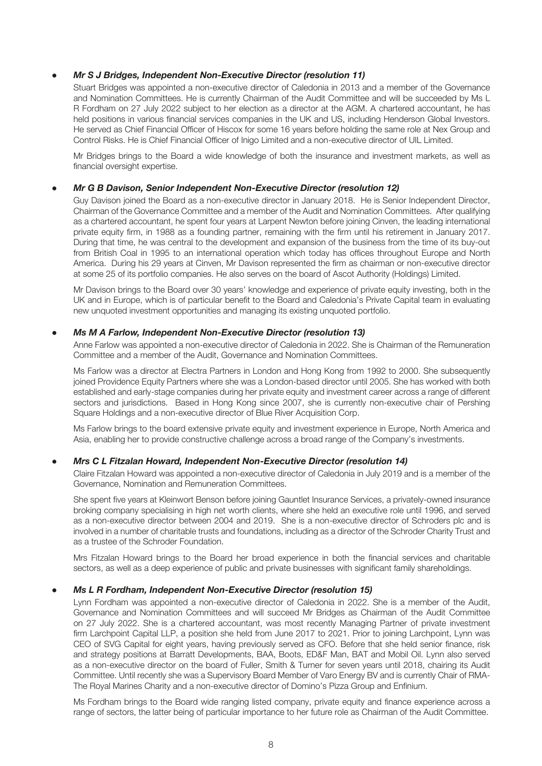- ***Mr S J Bridges, Independent Non-Executive Director (resolution 11)***

  Stuart Bridges was appointed a non-executive director of Caledonia in 2013 and a member of the Governance and Nomination Committees. He is currently Chairman of the Audit Committee and will be succeeded by Ms L R Fordham on 27 July 2022 subject to her election as a director at the AGM. A chartered accountant, he has held positions in various financial services companies in the UK and US, including Henderson Global Investors. He served as Chief Financial Officer of Hiscox for some 16 years before holding the same role at Nex Group and Control Risks. He is Chief Financial Officer of Inigo Limited and a non-executive director of UIL Limited.

  Mr Bridges brings to the Board a wide knowledge of both the insurance and investment markets, as well as financial oversight expertise.

- ***Mr G B Davison, Senior Independent Non-Executive Director (resolution 12)***

  Guy Davison joined the Board as a non-executive director in January 2018. He is Senior Independent Director, Chairman of the Governance Committee and a member of the Audit and Nomination Committees. After qualifying as a chartered accountant, he spent four years at Larpent Newton before joining Cinven, the leading international private equity firm, in 1988 as a founding partner, remaining with the firm until his retirement in January 2017. During that time, he was central to the development and expansion of the business from the time of its buy-out from British Coal in 1995 to an international operation which today has offices throughout Europe and North America. During his 29 years at Cinven, Mr Davison represented the firm as chairman or non-executive director at some 25 of its portfolio companies. He also serves on the board of Ascot Authority (Holdings) Limited.

  Mr Davison brings to the Board over 30 years' knowledge and experience of private equity investing, both in the UK and in Europe, which is of particular benefit to the Board and Caledonia's Private Capital team in evaluating new unquoted investment opportunities and managing its existing unquoted portfolio.

- ***Ms M A Farlow, Independent Non-Executive Director (resolution 13)***

  Anne Farlow was appointed a non-executive director of Caledonia in 2022. She is Chairman of the Remuneration Committee and a member of the Audit, Governance and Nomination Committees.

  Ms Farlow was a director at Electra Partners in London and Hong Kong from 1992 to 2000. She subsequently joined Providence Equity Partners where she was a London-based director until 2005. She has worked with both established and early-stage companies during her private equity and investment career across a range of different sectors and jurisdictions. Based in Hong Kong since 2007, she is currently non-executive chair of Pershing Square Holdings and a non-executive director of Blue River Acquisition Corp.

  Ms Farlow brings to the board extensive private equity and investment experience in Europe, North America and Asia, enabling her to provide constructive challenge across a broad range of the Company's investments.

- ***Mrs C L Fitzalan Howard, Independent Non-Executive Director (resolution 14)***

  Claire Fitzalan Howard was appointed a non-executive director of Caledonia in July 2019 and is a member of the Governance, Nomination and Remuneration Committees.

  She spent five years at Kleinwort Benson before joining Gauntlet Insurance Services, a privately-owned insurance broking company specialising in high net worth clients, where she held an executive role until 1996, and served as a non-executive director between 2004 and 2019. She is a non-executive director of Schroders plc and is involved in a number of charitable trusts and foundations, including as a director of the Schroder Charity Trust and as a trustee of the Schroder Foundation.

  Mrs Fitzalan Howard brings to the Board her broad experience in both the financial services and charitable sectors, as well as a deep experience of public and private businesses with significant family shareholdings.

- ***Ms L R Fordham, Independent Non-Executive Director (resolution 15)***

  Lynn Fordham was appointed a non-executive director of Caledonia in 2022. She is a member of the Audit, Governance and Nomination Committees and will succeed Mr Bridges as Chairman of the Audit Committee on 27 July 2022. She is a chartered accountant, was most recently Managing Partner of private investment firm Larchpoint Capital LLP, a position she held from June 2017 to 2021. Prior to joining Larchpoint, Lynn was CEO of SVG Capital for eight years, having previously served as CFO. Before that she held senior finance, risk and strategy positions at Barratt Developments, BAA, Boots, ED&F Man, BAT and Mobil Oil. Lynn also served as a non-executive director on the board of Fuller, Smith & Turner for seven years until 2018, chairing its Audit Committee. Until recently she was a Supervisory Board Member of Varo Energy BV and is currently Chair of RMA-The Royal Marines Charity and a non-executive director of Domino's Pizza Group and Enfinium.

  Ms Fordham brings to the Board wide ranging listed company, private equity and finance experience across a range of sectors, the latter being of particular importance to her future role as Chairman of the Audit Committee.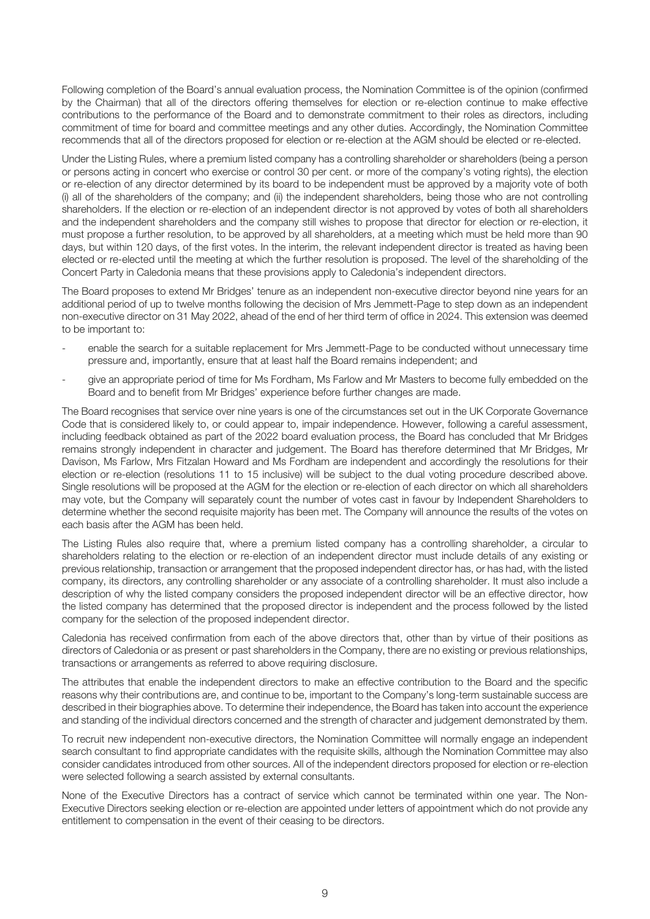Following completion of the Board's annual evaluation process, the Nomination Committee is of the opinion (confirmed by the Chairman) that all of the directors offering themselves for election or re-election continue to make effective contributions to the performance of the Board and to demonstrate commitment to their roles as directors, including commitment of time for board and committee meetings and any other duties. Accordingly, the Nomination Committee recommends that all of the directors proposed for election or re-election at the AGM should be elected or re-elected.

Under the Listing Rules, where a premium listed company has a controlling shareholder or shareholders (being a person or persons acting in concert who exercise or control 30 per cent. or more of the company's voting rights), the election or re-election of any director determined by its board to be independent must be approved by a majority vote of both (i) all of the shareholders of the company; and (ii) the independent shareholders, being those who are not controlling shareholders. If the election or re-election of an independent director is not approved by votes of both all shareholders and the independent shareholders and the company still wishes to propose that director for election or re-election, it must propose a further resolution, to be approved by all shareholders, at a meeting which must be held more than 90 days, but within 120 days, of the first votes. In the interim, the relevant independent director is treated as having been elected or re-elected until the meeting at which the further resolution is proposed. The level of the shareholding of the Concert Party in Caledonia means that these provisions apply to Caledonia's independent directors.

The Board proposes to extend Mr Bridges' tenure as an independent non-executive director beyond nine years for an additional period of up to twelve months following the decision of Mrs Jemmett-Page to step down as an independent non-executive director on 31 May 2022, ahead of the end of her third term of office in 2024. This extension was deemed to be important to:

- enable the search for a suitable replacement for Mrs Jemmett-Page to be conducted without unnecessary time pressure and, importantly, ensure that at least half the Board remains independent; and
- give an appropriate period of time for Ms Fordham, Ms Farlow and Mr Masters to become fully embedded on the Board and to benefit from Mr Bridges' experience before further changes are made.

The Board recognises that service over nine years is one of the circumstances set out in the UK Corporate Governance Code that is considered likely to, or could appear to, impair independence. However, following a careful assessment, including feedback obtained as part of the 2022 board evaluation process, the Board has concluded that Mr Bridges remains strongly independent in character and judgement. The Board has therefore determined that Mr Bridges, Mr Davison, Ms Farlow, Mrs Fitzalan Howard and Ms Fordham are independent and accordingly the resolutions for their election or re-election (resolutions 11 to 15 inclusive) will be subject to the dual voting procedure described above. Single resolutions will be proposed at the AGM for the election or re-election of each director on which all shareholders may vote, but the Company will separately count the number of votes cast in favour by Independent Shareholders to determine whether the second requisite majority has been met. The Company will announce the results of the votes on each basis after the AGM has been held.

The Listing Rules also require that, where a premium listed company has a controlling shareholder, a circular to shareholders relating to the election or re-election of an independent director must include details of any existing or previous relationship, transaction or arrangement that the proposed independent director has, or has had, with the listed company, its directors, any controlling shareholder or any associate of a controlling shareholder. It must also include a description of why the listed company considers the proposed independent director will be an effective director, how the listed company has determined that the proposed director is independent and the process followed by the listed company for the selection of the proposed independent director.

Caledonia has received confirmation from each of the above directors that, other than by virtue of their positions as directors of Caledonia or as present or past shareholders in the Company, there are no existing or previous relationships, transactions or arrangements as referred to above requiring disclosure.

The attributes that enable the independent directors to make an effective contribution to the Board and the specific reasons why their contributions are, and continue to be, important to the Company's long-term sustainable success are described in their biographies above. To determine their independence, the Board has taken into account the experience and standing of the individual directors concerned and the strength of character and judgement demonstrated by them.

To recruit new independent non-executive directors, the Nomination Committee will normally engage an independent search consultant to find appropriate candidates with the requisite skills, although the Nomination Committee may also consider candidates introduced from other sources. All of the independent directors proposed for election or re-election were selected following a search assisted by external consultants.

None of the Executive Directors has a contract of service which cannot be terminated within one year. The Non-Executive Directors seeking election or re-election are appointed under letters of appointment which do not provide any entitlement to compensation in the event of their ceasing to be directors.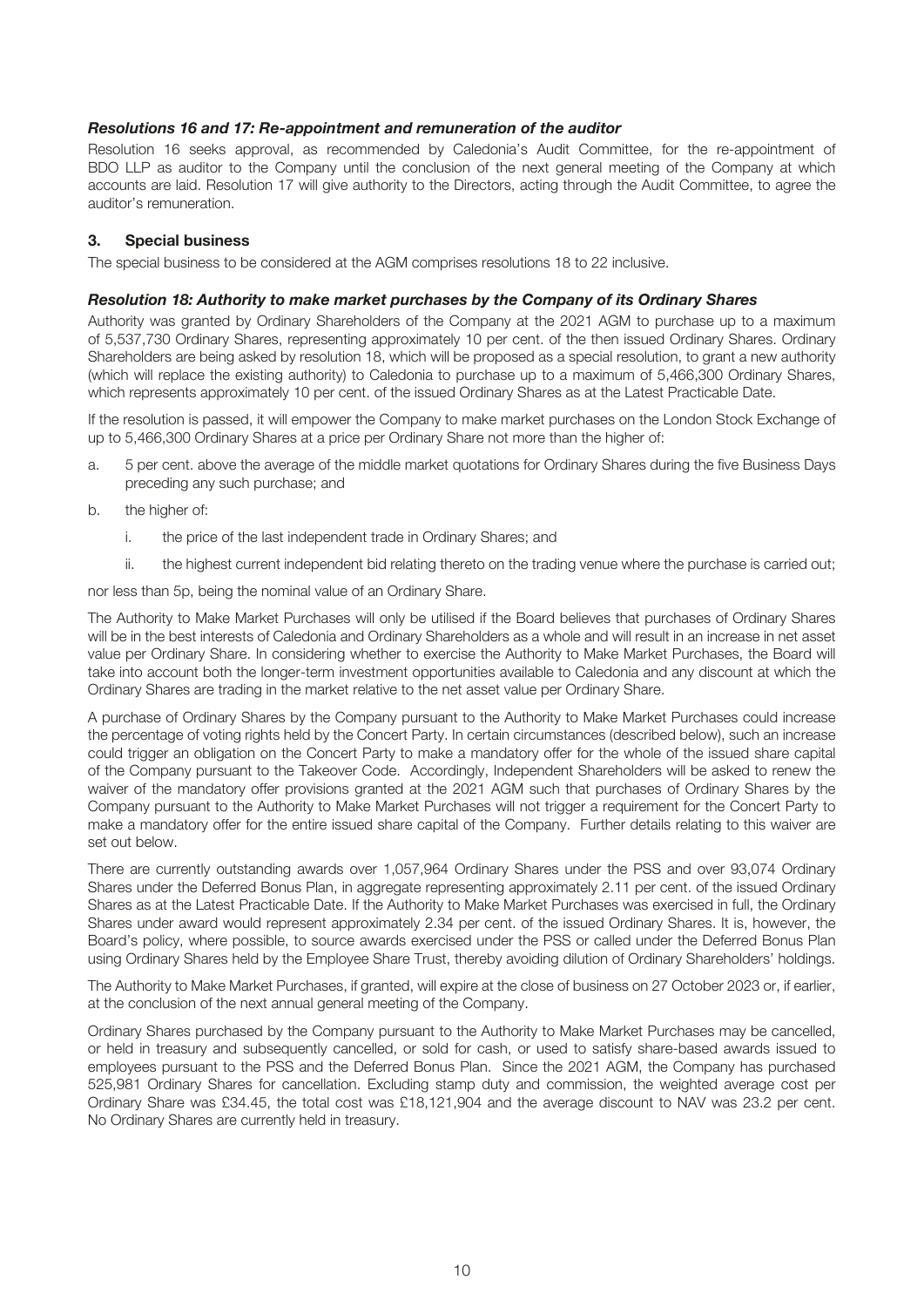### *Resolutions 16 and 17: Re-appointment and remuneration of the auditor*

Resolution 16 seeks approval, as recommended by Caledonia's Audit Committee, for the re-appointment of BDO LLP as auditor to the Company until the conclusion of the next general meeting of the Company at which accounts are laid. Resolution 17 will give authority to the Directors, acting through the Audit Committee, to agree the auditor's remuneration.

## 3. Special business

The special business to be considered at the AGM comprises resolutions 18 to 22 inclusive.

### *Resolution 18: Authority to make market purchases by the Company of its Ordinary Shares*

Authority was granted by Ordinary Shareholders of the Company at the 2021 AGM to purchase up to a maximum of 5,537,730 Ordinary Shares, representing approximately 10 per cent. of the then issued Ordinary Shares. Ordinary Shareholders are being asked by resolution 18, which will be proposed as a special resolution, to grant a new authority (which will replace the existing authority) to Caledonia to purchase up to a maximum of 5,466,300 Ordinary Shares, which represents approximately 10 per cent. of the issued Ordinary Shares as at the Latest Practicable Date.

If the resolution is passed, it will empower the Company to make market purchases on the London Stock Exchange of up to 5,466,300 Ordinary Shares at a price per Ordinary Share not more than the higher of:

a. 5 per cent. above the average of the middle market quotations for Ordinary Shares during the five Business Days preceding any such purchase; and

b. the higher of:

   i. the price of the last independent trade in Ordinary Shares; and

   ii. the highest current independent bid relating thereto on the trading venue where the purchase is carried out;

nor less than 5p, being the nominal value of an Ordinary Share.

The Authority to Make Market Purchases will only be utilised if the Board believes that purchases of Ordinary Shares will be in the best interests of Caledonia and Ordinary Shareholders as a whole and will result in an increase in net asset value per Ordinary Share. In considering whether to exercise the Authority to Make Market Purchases, the Board will take into account both the longer-term investment opportunities available to Caledonia and any discount at which the Ordinary Shares are trading in the market relative to the net asset value per Ordinary Share.

A purchase of Ordinary Shares by the Company pursuant to the Authority to Make Market Purchases could increase the percentage of voting rights held by the Concert Party. In certain circumstances (described below), such an increase could trigger an obligation on the Concert Party to make a mandatory offer for the whole of the issued share capital of the Company pursuant to the Takeover Code. Accordingly, Independent Shareholders will be asked to renew the waiver of the mandatory offer provisions granted at the 2021 AGM such that purchases of Ordinary Shares by the Company pursuant to the Authority to Make Market Purchases will not trigger a requirement for the Concert Party to make a mandatory offer for the entire issued share capital of the Company. Further details relating to this waiver are set out below.

There are currently outstanding awards over 1,057,964 Ordinary Shares under the PSS and over 93,074 Ordinary Shares under the Deferred Bonus Plan, in aggregate representing approximately 2.11 per cent. of the issued Ordinary Shares as at the Latest Practicable Date. If the Authority to Make Market Purchases was exercised in full, the Ordinary Shares under award would represent approximately 2.34 per cent. of the issued Ordinary Shares. It is, however, the Board's policy, where possible, to source awards exercised under the PSS or called under the Deferred Bonus Plan using Ordinary Shares held by the Employee Share Trust, thereby avoiding dilution of Ordinary Shareholders' holdings.

The Authority to Make Market Purchases, if granted, will expire at the close of business on 27 October 2023 or, if earlier, at the conclusion of the next annual general meeting of the Company.

Ordinary Shares purchased by the Company pursuant to the Authority to Make Market Purchases may be cancelled, or held in treasury and subsequently cancelled, or sold for cash, or used to satisfy share-based awards issued to employees pursuant to the PSS and the Deferred Bonus Plan. Since the 2021 AGM, the Company has purchased 525,981 Ordinary Shares for cancellation. Excluding stamp duty and commission, the weighted average cost per Ordinary Share was £34.45, the total cost was £18,121,904 and the average discount to NAV was 23.2 per cent. No Ordinary Shares are currently held in treasury.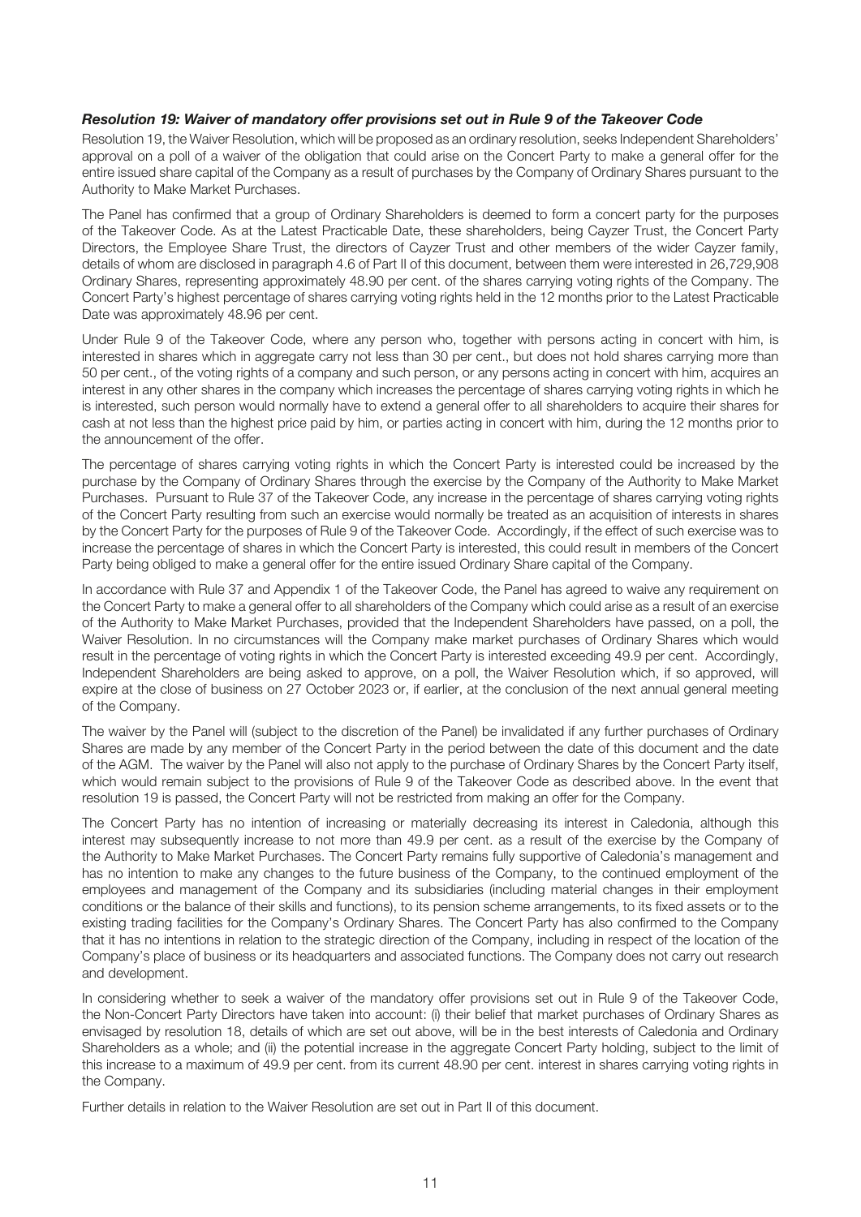### *Resolution 19: Waiver of mandatory offer provisions set out in Rule 9 of the Takeover Code*

Resolution 19, the Waiver Resolution, which will be proposed as an ordinary resolution, seeks Independent Shareholders' approval on a poll of a waiver of the obligation that could arise on the Concert Party to make a general offer for the entire issued share capital of the Company as a result of purchases by the Company of Ordinary Shares pursuant to the Authority to Make Market Purchases.

The Panel has confirmed that a group of Ordinary Shareholders is deemed to form a concert party for the purposes of the Takeover Code. As at the Latest Practicable Date, these shareholders, being Cayzer Trust, the Concert Party Directors, the Employee Share Trust, the directors of Cayzer Trust and other members of the wider Cayzer family, details of whom are disclosed in paragraph 4.6 of Part II of this document, between them were interested in 26,729,908 Ordinary Shares, representing approximately 48.90 per cent. of the shares carrying voting rights of the Company. The Concert Party's highest percentage of shares carrying voting rights held in the 12 months prior to the Latest Practicable Date was approximately 48.96 per cent.

Under Rule 9 of the Takeover Code, where any person who, together with persons acting in concert with him, is interested in shares which in aggregate carry not less than 30 per cent., but does not hold shares carrying more than 50 per cent., of the voting rights of a company and such person, or any persons acting in concert with him, acquires an interest in any other shares in the company which increases the percentage of shares carrying voting rights in which he is interested, such person would normally have to extend a general offer to all shareholders to acquire their shares for cash at not less than the highest price paid by him, or parties acting in concert with him, during the 12 months prior to the announcement of the offer.

The percentage of shares carrying voting rights in which the Concert Party is interested could be increased by the purchase by the Company of Ordinary Shares through the exercise by the Company of the Authority to Make Market Purchases. Pursuant to Rule 37 of the Takeover Code, any increase in the percentage of shares carrying voting rights of the Concert Party resulting from such an exercise would normally be treated as an acquisition of interests in shares by the Concert Party for the purposes of Rule 9 of the Takeover Code. Accordingly, if the effect of such exercise was to increase the percentage of shares in which the Concert Party is interested, this could result in members of the Concert Party being obliged to make a general offer for the entire issued Ordinary Share capital of the Company.

In accordance with Rule 37 and Appendix 1 of the Takeover Code, the Panel has agreed to waive any requirement on the Concert Party to make a general offer to all shareholders of the Company which could arise as a result of an exercise of the Authority to Make Market Purchases, provided that the Independent Shareholders have passed, on a poll, the Waiver Resolution. In no circumstances will the Company make market purchases of Ordinary Shares which would result in the percentage of voting rights in which the Concert Party is interested exceeding 49.9 per cent. Accordingly, Independent Shareholders are being asked to approve, on a poll, the Waiver Resolution which, if so approved, will expire at the close of business on 27 October 2023 or, if earlier, at the conclusion of the next annual general meeting of the Company.

The waiver by the Panel will (subject to the discretion of the Panel) be invalidated if any further purchases of Ordinary Shares are made by any member of the Concert Party in the period between the date of this document and the date of the AGM. The waiver by the Panel will also not apply to the purchase of Ordinary Shares by the Concert Party itself, which would remain subject to the provisions of Rule 9 of the Takeover Code as described above. In the event that resolution 19 is passed, the Concert Party will not be restricted from making an offer for the Company.

The Concert Party has no intention of increasing or materially decreasing its interest in Caledonia, although this interest may subsequently increase to not more than 49.9 per cent. as a result of the exercise by the Company of the Authority to Make Market Purchases. The Concert Party remains fully supportive of Caledonia's management and has no intention to make any changes to the future business of the Company, to the continued employment of the employees and management of the Company and its subsidiaries (including material changes in their employment conditions or the balance of their skills and functions), to its pension scheme arrangements, to its fixed assets or to the existing trading facilities for the Company's Ordinary Shares. The Concert Party has also confirmed to the Company that it has no intentions in relation to the strategic direction of the Company, including in respect of the location of the Company's place of business or its headquarters and associated functions. The Company does not carry out research and development.

In considering whether to seek a waiver of the mandatory offer provisions set out in Rule 9 of the Takeover Code, the Non-Concert Party Directors have taken into account: (i) their belief that market purchases of Ordinary Shares as envisaged by resolution 18, details of which are set out above, will be in the best interests of Caledonia and Ordinary Shareholders as a whole; and (ii) the potential increase in the aggregate Concert Party holding, subject to the limit of this increase to a maximum of 49.9 per cent. from its current 48.90 per cent. interest in shares carrying voting rights in the Company.

Further details in relation to the Waiver Resolution are set out in Part II of this document.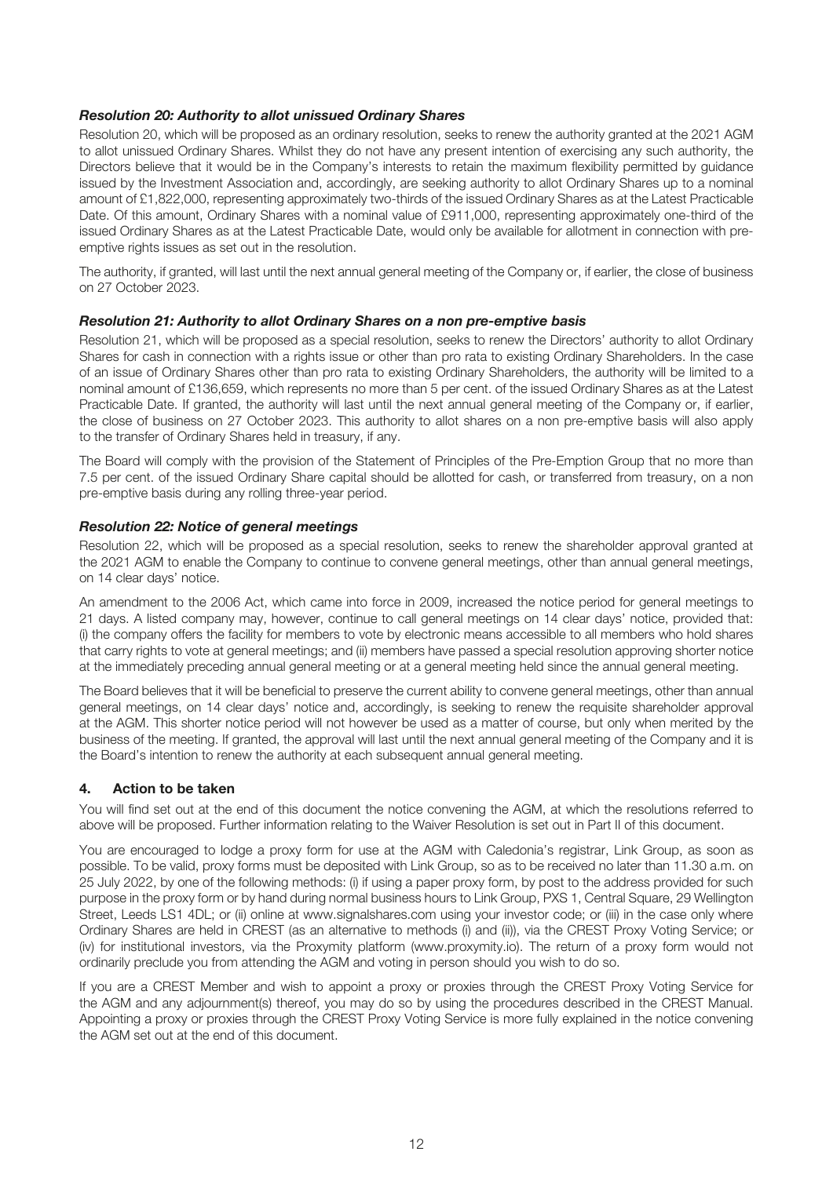#### *Resolution 20: Authority to allot unissued Ordinary Shares*

Resolution 20, which will be proposed as an ordinary resolution, seeks to renew the authority granted at the 2021 AGM to allot unissued Ordinary Shares. Whilst they do not have any present intention of exercising any such authority, the Directors believe that it would be in the Company's interests to retain the maximum flexibility permitted by guidance issued by the Investment Association and, accordingly, are seeking authority to allot Ordinary Shares up to a nominal amount of £1,822,000, representing approximately two-thirds of the issued Ordinary Shares as at the Latest Practicable Date. Of this amount, Ordinary Shares with a nominal value of £911,000, representing approximately one-third of the issued Ordinary Shares as at the Latest Practicable Date, would only be available for allotment in connection with pre-emptive rights issues as set out in the resolution.

The authority, if granted, will last until the next annual general meeting of the Company or, if earlier, the close of business on 27 October 2023.

#### *Resolution 21: Authority to allot Ordinary Shares on a non pre-emptive basis*

Resolution 21, which will be proposed as a special resolution, seeks to renew the Directors' authority to allot Ordinary Shares for cash in connection with a rights issue or other than pro rata to existing Ordinary Shareholders. In the case of an issue of Ordinary Shares other than pro rata to existing Ordinary Shareholders, the authority will be limited to a nominal amount of £136,659, which represents no more than 5 per cent. of the issued Ordinary Shares as at the Latest Practicable Date. If granted, the authority will last until the next annual general meeting of the Company or, if earlier, the close of business on 27 October 2023. This authority to allot shares on a non pre-emptive basis will also apply to the transfer of Ordinary Shares held in treasury, if any.

The Board will comply with the provision of the Statement of Principles of the Pre-Emption Group that no more than 7.5 per cent. of the issued Ordinary Share capital should be allotted for cash, or transferred from treasury, on a non pre-emptive basis during any rolling three-year period.

#### *Resolution 22: Notice of general meetings*

Resolution 22, which will be proposed as a special resolution, seeks to renew the shareholder approval granted at the 2021 AGM to enable the Company to continue to convene general meetings, other than annual general meetings, on 14 clear days' notice.

An amendment to the 2006 Act, which came into force in 2009, increased the notice period for general meetings to 21 days. A listed company may, however, continue to call general meetings on 14 clear days' notice, provided that: (i) the company offers the facility for members to vote by electronic means accessible to all members who hold shares that carry rights to vote at general meetings; and (ii) members have passed a special resolution approving shorter notice at the immediately preceding annual general meeting or at a general meeting held since the annual general meeting.

The Board believes that it will be beneficial to preserve the current ability to convene general meetings, other than annual general meetings, on 14 clear days' notice and, accordingly, is seeking to renew the requisite shareholder approval at the AGM. This shorter notice period will not however be used as a matter of course, but only when merited by the business of the meeting. If granted, the approval will last until the next annual general meeting of the Company and it is the Board's intention to renew the authority at each subsequent annual general meeting.

## 4. Action to be taken

You will find set out at the end of this document the notice convening the AGM, at which the resolutions referred to above will be proposed. Further information relating to the Waiver Resolution is set out in Part II of this document.

You are encouraged to lodge a proxy form for use at the AGM with Caledonia's registrar, Link Group, as soon as possible. To be valid, proxy forms must be deposited with Link Group, so as to be received no later than 11.30 a.m. on 25 July 2022, by one of the following methods: (i) if using a paper proxy form, by post to the address provided for such purpose in the proxy form or by hand during normal business hours to Link Group, PXS 1, Central Square, 29 Wellington Street, Leeds LS1 4DL; or (ii) online at www.signalshares.com using your investor code; or (iii) in the case only where Ordinary Shares are held in CREST (as an alternative to methods (i) and (ii)), via the CREST Proxy Voting Service; or (iv) for institutional investors, via the Proxymity platform (www.proxymity.io). The return of a proxy form would not ordinarily preclude you from attending the AGM and voting in person should you wish to do so.

If you are a CREST Member and wish to appoint a proxy or proxies through the CREST Proxy Voting Service for the AGM and any adjournment(s) thereof, you may do so by using the procedures described in the CREST Manual. Appointing a proxy or proxies through the CREST Proxy Voting Service is more fully explained in the notice convening the AGM set out at the end of this document.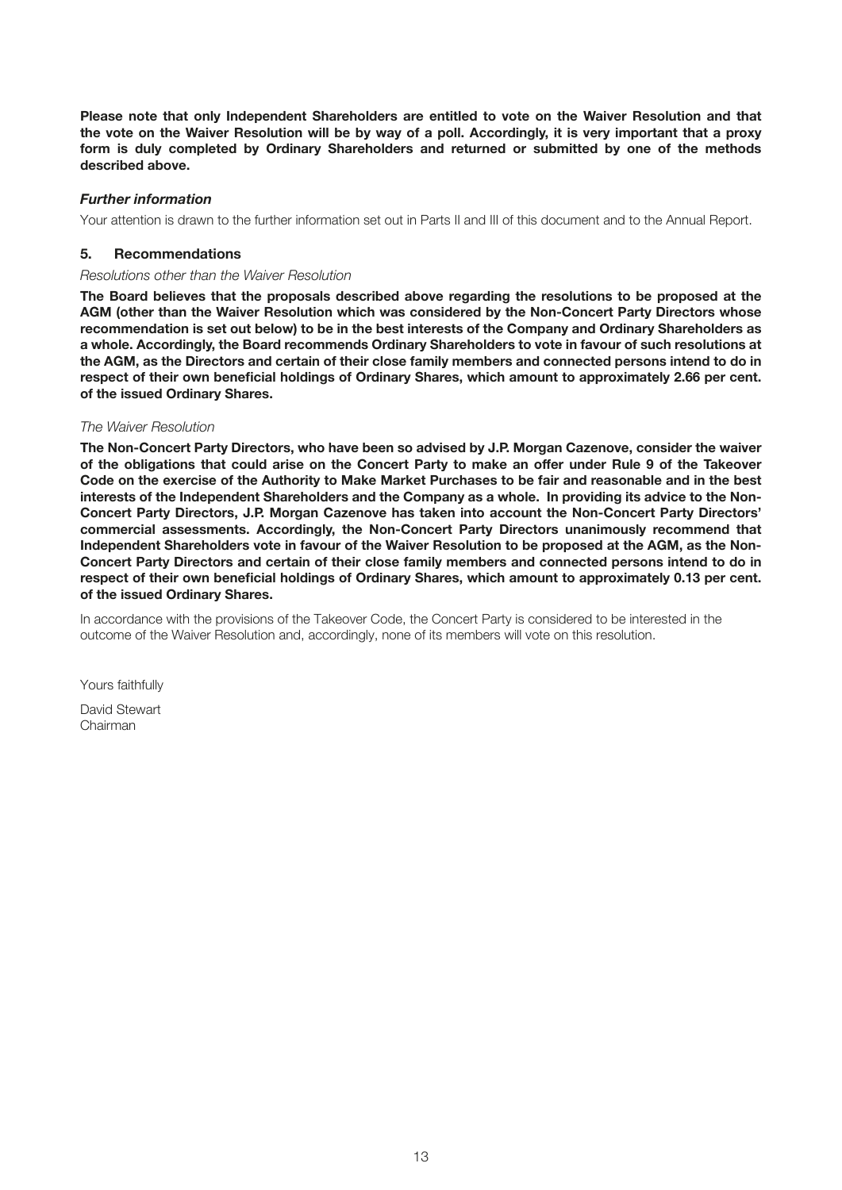**Please note that only Independent Shareholders are entitled to vote on the Waiver Resolution and that the vote on the Waiver Resolution will be by way of a poll. Accordingly, it is very important that a proxy form is duly completed by Ordinary Shareholders and returned or submitted by one of the methods described above.**

***Further information***

Your attention is drawn to the further information set out in Parts II and III of this document and to the Annual Report.

## 5. Recommendations

*Resolutions other than the Waiver Resolution*

**The Board believes that the proposals described above regarding the resolutions to be proposed at the AGM (other than the Waiver Resolution which was considered by the Non-Concert Party Directors whose recommendation is set out below) to be in the best interests of the Company and Ordinary Shareholders as a whole. Accordingly, the Board recommends Ordinary Shareholders to vote in favour of such resolutions at the AGM, as the Directors and certain of their close family members and connected persons intend to do in respect of their own beneficial holdings of Ordinary Shares, which amount to approximately 2.66 per cent. of the issued Ordinary Shares.**

*The Waiver Resolution*

**The Non-Concert Party Directors, who have been so advised by J.P. Morgan Cazenove, consider the waiver of the obligations that could arise on the Concert Party to make an offer under Rule 9 of the Takeover Code on the exercise of the Authority to Make Market Purchases to be fair and reasonable and in the best interests of the Independent Shareholders and the Company as a whole. In providing its advice to the Non-Concert Party Directors, J.P. Morgan Cazenove has taken into account the Non-Concert Party Directors' commercial assessments. Accordingly, the Non-Concert Party Directors unanimously recommend that Independent Shareholders vote in favour of the Waiver Resolution to be proposed at the AGM, as the Non-Concert Party Directors and certain of their close family members and connected persons intend to do in respect of their own beneficial holdings of Ordinary Shares, which amount to approximately 0.13 per cent. of the issued Ordinary Shares.**

In accordance with the provisions of the Takeover Code, the Concert Party is considered to be interested in the outcome of the Waiver Resolution and, accordingly, none of its members will vote on this resolution.

Yours faithfully

David Stewart
Chairman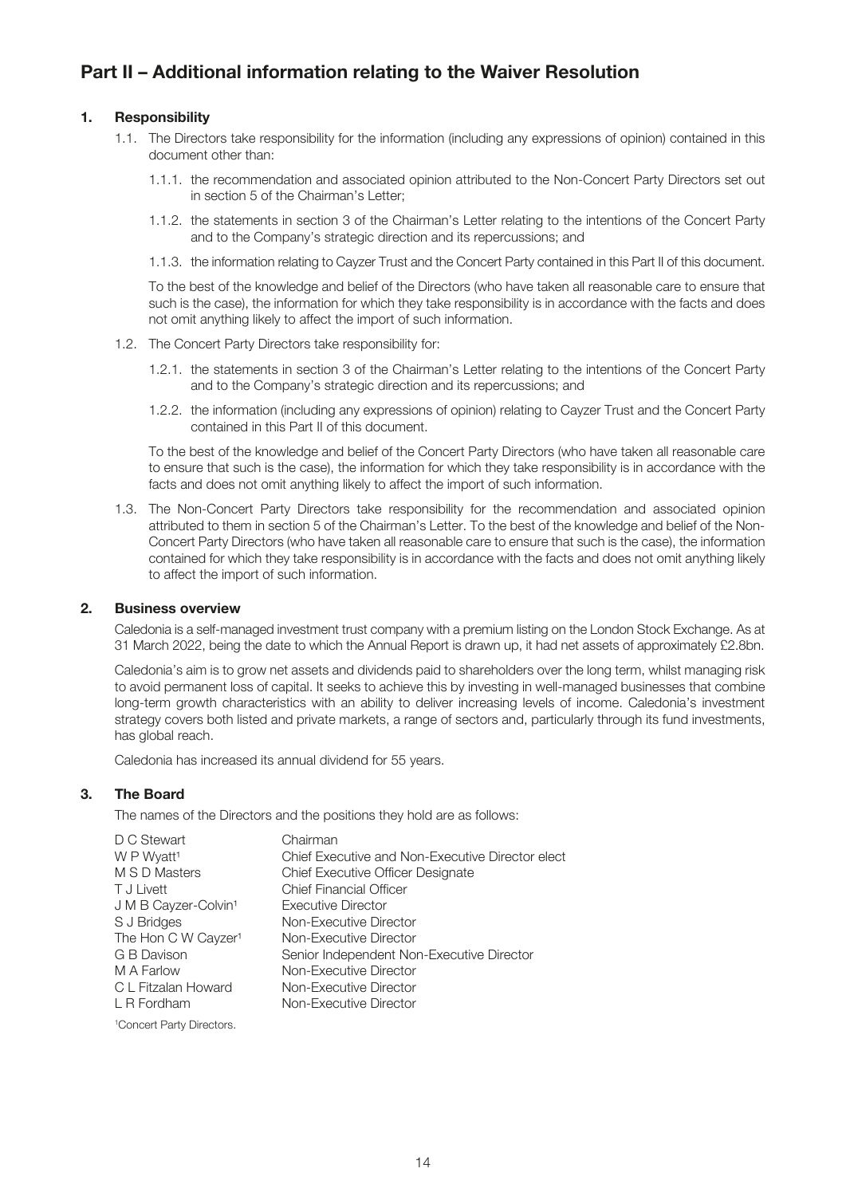# Part II – Additional information relating to the Waiver Resolution

## 1. Responsibility

1.1. The Directors take responsibility for the information (including any expressions of opinion) contained in this document other than:

1.1.1. the recommendation and associated opinion attributed to the Non-Concert Party Directors set out in section 5 of the Chairman's Letter;

1.1.2. the statements in section 3 of the Chairman's Letter relating to the intentions of the Concert Party and to the Company's strategic direction and its repercussions; and

1.1.3. the information relating to Cayzer Trust and the Concert Party contained in this Part II of this document.

To the best of the knowledge and belief of the Directors (who have taken all reasonable care to ensure that such is the case), the information for which they take responsibility is in accordance with the facts and does not omit anything likely to affect the import of such information.

1.2. The Concert Party Directors take responsibility for:

1.2.1. the statements in section 3 of the Chairman's Letter relating to the intentions of the Concert Party and to the Company's strategic direction and its repercussions; and

1.2.2. the information (including any expressions of opinion) relating to Cayzer Trust and the Concert Party contained in this Part II of this document.

To the best of the knowledge and belief of the Concert Party Directors (who have taken all reasonable care to ensure that such is the case), the information for which they take responsibility is in accordance with the facts and does not omit anything likely to affect the import of such information.

1.3. The Non-Concert Party Directors take responsibility for the recommendation and associated opinion attributed to them in section 5 of the Chairman's Letter. To the best of the knowledge and belief of the Non-Concert Party Directors (who have taken all reasonable care to ensure that such is the case), the information contained for which they take responsibility is in accordance with the facts and does not omit anything likely to affect the import of such information.

## 2. Business overview

Caledonia is a self-managed investment trust company with a premium listing on the London Stock Exchange. As at 31 March 2022, being the date to which the Annual Report is drawn up, it had net assets of approximately £2.8bn.

Caledonia's aim is to grow net assets and dividends paid to shareholders over the long term, whilst managing risk to avoid permanent loss of capital. It seeks to achieve this by investing in well-managed businesses that combine long-term growth characteristics with an ability to deliver increasing levels of income. Caledonia's investment strategy covers both listed and private markets, a range of sectors and, particularly through its fund investments, has global reach.

Caledonia has increased its annual dividend for 55 years.

## 3. The Board

The names of the Directors and the positions they hold are as follows:

| Name | Position |
|---|---|
| D C Stewart | Chairman |
| W P Wyatt[1] | Chief Executive and Non-Executive Director elect |
| M S D Masters | Chief Executive Officer Designate |
| T J Livett | Chief Financial Officer |
| J M B Cayzer-Colvin[1] | Executive Director |
| S J Bridges | Non-Executive Director |
| The Hon C W Cayzer[1] | Non-Executive Director |
| G B Davison | Senior Independent Non-Executive Director |
| M A Farlow | Non-Executive Director |
| C L Fitzalan Howard | Non-Executive Director |
| L R Fordham | Non-Executive Director |

[1]Concert Party Directors.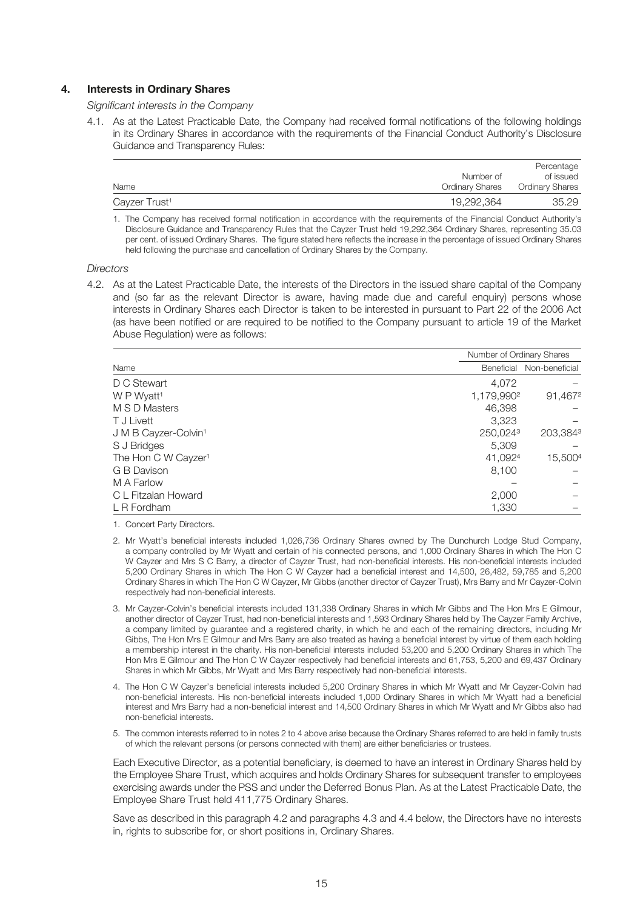## 4. Interests in Ordinary Shares

*Significant interests in the Company*

4.1. As at the Latest Practicable Date, the Company had received formal notifications of the following holdings in its Ordinary Shares in accordance with the requirements of the Financial Conduct Authority's Disclosure Guidance and Transparency Rules:

| Name | Number of Ordinary Shares | Percentage of issued Ordinary Shares |
|---|---|---|
| Cayzer Trust[1] | 19,292,364 | 35.29 |

1. The Company has received formal notification in accordance with the requirements of the Financial Conduct Authority's Disclosure Guidance and Transparency Rules that the Cayzer Trust held 19,292,364 Ordinary Shares, representing 35.03 per cent. of issued Ordinary Shares. The figure stated here reflects the increase in the percentage of issued Ordinary Shares held following the purchase and cancellation of Ordinary Shares by the Company.

*Directors*

4.2. As at the Latest Practicable Date, the interests of the Directors in the issued share capital of the Company and (so far as the relevant Director is aware, having made due and careful enquiry) persons whose interests in Ordinary Shares each Director is taken to be interested in pursuant to Part 22 of the 2006 Act (as have been notified or are required to be notified to the Company pursuant to article 19 of the Market Abuse Regulation) were as follows:

| Name | Number of Ordinary Shares | |
|---|---|---|
| | Beneficial | Non-beneficial |
| D C Stewart | 4,072 | – |
| W P Wyatt[1] | 1,179,990[2] | 91,467[2] |
| M S D Masters | 46,398 | – |
| T J Livett | 3,323 | – |
| J M B Cayzer-Colvin[1] | 250,024[3] | 203,384[3] |
| S J Bridges | 5,309 | – |
| The Hon C W Cayzer[1] | 41,092[4] | 15,500[4] |
| G B Davison | 8,100 | – |
| M A Farlow | – | – |
| C L Fitzalan Howard | 2,000 | – |
| L R Fordham | 1,330 | – |

1. Concert Party Directors.
2. Mr Wyatt's beneficial interests included 1,026,736 Ordinary Shares owned by The Dunchurch Lodge Stud Company, a company controlled by Mr Wyatt and certain of his connected persons, and 1,000 Ordinary Shares in which The Hon C W Cayzer and Mrs S C Barry, a director of Cayzer Trust, had non-beneficial interests. His non-beneficial interests included 5,200 Ordinary Shares in which The Hon C W Cayzer had a beneficial interest and 14,500, 26,482, 59,785 and 5,200 Ordinary Shares in which The Hon C W Cayzer, Mr Gibbs (another director of Cayzer Trust), Mrs Barry and Mr Cayzer-Colvin respectively had non-beneficial interests.
3. Mr Cayzer-Colvin's beneficial interests included 131,338 Ordinary Shares in which Mr Gibbs and The Hon Mrs E Gilmour, another director of Cayzer Trust, had non-beneficial interests and 1,593 Ordinary Shares held by The Cayzer Family Archive, a company limited by guarantee and a registered charity, in which he and each of the remaining directors, including Mr Gibbs, The Hon Mrs E Gilmour and Mrs Barry are also treated as having a beneficial interest by virtue of them each holding a membership interest in the charity. His non-beneficial interests included 53,200 and 5,200 Ordinary Shares in which The Hon Mrs E Gilmour and The Hon C W Cayzer respectively had beneficial interests and 61,753, 5,200 and 69,437 Ordinary Shares in which Mr Gibbs, Mr Wyatt and Mrs Barry respectively had non-beneficial interests.
4. The Hon C W Cayzer's beneficial interests included 5,200 Ordinary Shares in which Mr Wyatt and Mr Cayzer-Colvin had non-beneficial interests. His non-beneficial interests included 1,000 Ordinary Shares in which Mr Wyatt had a beneficial interest and Mrs Barry had a non-beneficial interest and 14,500 Ordinary Shares in which Mr Wyatt and Mr Gibbs also had non-beneficial interests.
5. The common interests referred to in notes 2 to 4 above arise because the Ordinary Shares referred to are held in family trusts of which the relevant persons (or persons connected with them) are either beneficiaries or trustees.

Each Executive Director, as a potential beneficiary, is deemed to have an interest in Ordinary Shares held by the Employee Share Trust, which acquires and holds Ordinary Shares for subsequent transfer to employees exercising awards under the PSS and under the Deferred Bonus Plan. As at the Latest Practicable Date, the Employee Share Trust held 411,775 Ordinary Shares.

Save as described in this paragraph 4.2 and paragraphs 4.3 and 4.4 below, the Directors have no interests in, rights to subscribe for, or short positions in, Ordinary Shares.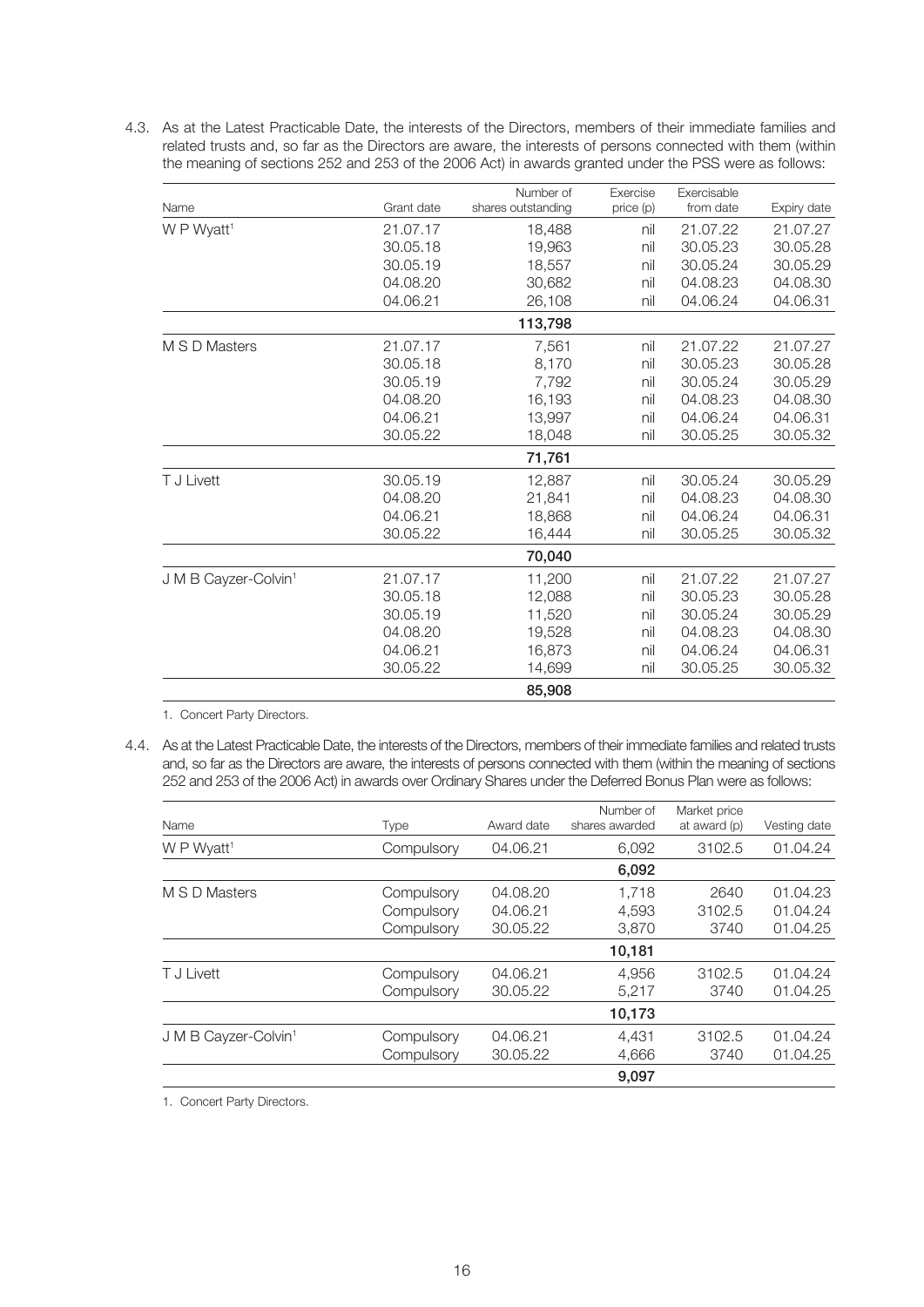4.3. As at the Latest Practicable Date, the interests of the Directors, members of their immediate families and related trusts and, so far as the Directors are aware, the interests of persons connected with them (within the meaning of sections 252 and 253 of the 2006 Act) in awards granted under the PSS were as follows:

| Name | Grant date | Number of shares outstanding | Exercise price (p) | Exercisable from date | Expiry date |
|---|---|---|---|---|---|
| W P Wyatt[1] | 21.07.17 | 18,488 | nil | 21.07.22 | 21.07.27 |
| | 30.05.18 | 19,963 | nil | 30.05.23 | 30.05.28 |
| | 30.05.19 | 18,557 | nil | 30.05.24 | 30.05.29 |
| | 04.08.20 | 30,682 | nil | 04.08.23 | 04.08.30 |
| | 04.06.21 | 26,108 | nil | 04.06.24 | 04.06.31 |
| | | **113,798** | | | |
| M S D Masters | 21.07.17 | 7,561 | nil | 21.07.22 | 21.07.27 |
| | 30.05.18 | 8,170 | nil | 30.05.23 | 30.05.28 |
| | 30.05.19 | 7,792 | nil | 30.05.24 | 30.05.29 |
| | 04.08.20 | 16,193 | nil | 04.08.23 | 04.08.30 |
| | 04.06.21 | 13,997 | nil | 04.06.24 | 04.06.31 |
| | 30.05.22 | 18,048 | nil | 30.05.25 | 30.05.32 |
| | | **71,761** | | | |
| T J Livett | 30.05.19 | 12,887 | nil | 30.05.24 | 30.05.29 |
| | 04.08.20 | 21,841 | nil | 04.08.23 | 04.08.30 |
| | 04.06.21 | 18,868 | nil | 04.06.24 | 04.06.31 |
| | 30.05.22 | 16,444 | nil | 30.05.25 | 30.05.32 |
| | | **70,040** | | | |
| J M B Cayzer-Colvin[1] | 21.07.17 | 11,200 | nil | 21.07.22 | 21.07.27 |
| | 30.05.18 | 12,088 | nil | 30.05.23 | 30.05.28 |
| | 30.05.19 | 11,520 | nil | 30.05.24 | 30.05.29 |
| | 04.08.20 | 19,528 | nil | 04.08.23 | 04.08.30 |
| | 04.06.21 | 16,873 | nil | 04.06.24 | 04.06.31 |
| | 30.05.22 | 14,699 | nil | 30.05.25 | 30.05.32 |
| | | **85,908** | | | |

1. Concert Party Directors.

4.4. As at the Latest Practicable Date, the interests of the Directors, members of their immediate families and related trusts and, so far as the Directors are aware, the interests of persons connected with them (within the meaning of sections 252 and 253 of the 2006 Act) in awards over Ordinary Shares under the Deferred Bonus Plan were as follows:

| Name | Type | Award date | Number of shares awarded | Market price at award (p) | Vesting date |
|---|---|---|---|---|---|
| W P Wyatt[1] | Compulsory | 04.06.21 | 6,092 | 3102.5 | 01.04.24 |
| | | | **6,092** | | |
| M S D Masters | Compulsory | 04.08.20 | 1,718 | 2640 | 01.04.23 |
| | Compulsory | 04.06.21 | 4,593 | 3102.5 | 01.04.24 |
| | Compulsory | 30.05.22 | 3,870 | 3740 | 01.04.25 |
| | | | **10,181** | | |
| T J Livett | Compulsory | 04.06.21 | 4,956 | 3102.5 | 01.04.24 |
| | Compulsory | 30.05.22 | 5,217 | 3740 | 01.04.25 |
| | | | **10,173** | | |
| J M B Cayzer-Colvin[1] | Compulsory | 04.06.21 | 4,431 | 3102.5 | 01.04.24 |
| | Compulsory | 30.05.22 | 4,666 | 3740 | 01.04.25 |
| | | | **9,097** | | |

1. Concert Party Directors.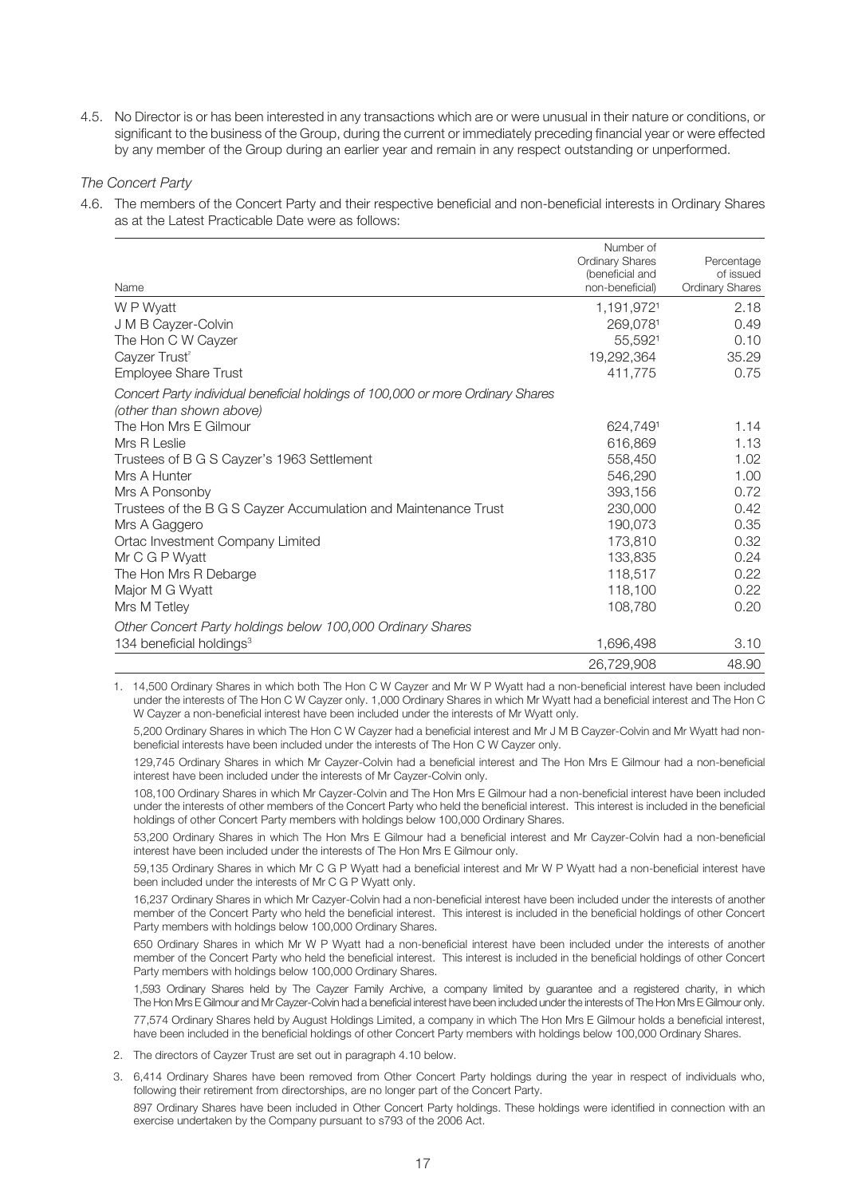4.5. No Director is or has been interested in any transactions which are or were unusual in their nature or conditions, or significant to the business of the Group, during the current or immediately preceding financial year or were effected by any member of the Group during an earlier year and remain in any respect outstanding or unperformed.

*The Concert Party*

4.6. The members of the Concert Party and their respective beneficial and non-beneficial interests in Ordinary Shares as at the Latest Practicable Date were as follows:

| Name | Number of Ordinary Shares (beneficial and non-beneficial) | Percentage of issued Ordinary Shares |
|---|---|---|
| W P Wyatt | 1,191,972[1] | 2.18 |
| J M B Cayzer-Colvin | 269,078[1] | 0.49 |
| The Hon C W Cayzer | 55,592[1] | 0.10 |
| Cayzer Trust[2] | 19,292,364 | 35.29 |
| Employee Share Trust | 411,775 | 0.75 |
| *Concert Party individual beneficial holdings of 100,000 or more Ordinary Shares (other than shown above)* | | |
| The Hon Mrs E Gilmour | 624,749[1] | 1.14 |
| Mrs R Leslie | 616,869 | 1.13 |
| Trustees of B G S Cayzer's 1963 Settlement | 558,450 | 1.02 |
| Mrs A Hunter | 546,290 | 1.00 |
| Mrs A Ponsonby | 393,156 | 0.72 |
| Trustees of the B G S Cayzer Accumulation and Maintenance Trust | 230,000 | 0.42 |
| Mrs A Gaggero | 190,073 | 0.35 |
| Ortac Investment Company Limited | 173,810 | 0.32 |
| Mr C G P Wyatt | 133,835 | 0.24 |
| The Hon Mrs R Debarge | 118,517 | 0.22 |
| Major M G Wyatt | 118,100 | 0.22 |
| Mrs M Tetley | 108,780 | 0.20 |
| *Other Concert Party holdings below 100,000 Ordinary Shares* | | |
| 134 beneficial holdings[3] | 1,696,498 | 3.10 |
| | 26,729,908 | 48.90 |

1. 14,500 Ordinary Shares in which both The Hon C W Cayzer and Mr W P Wyatt had a non-beneficial interest have been included under the interests of The Hon C W Cayzer only. 1,000 Ordinary Shares in which Mr Wyatt had a beneficial interest and The Hon C W Cayzer a non-beneficial interest have been included under the interests of Mr Wyatt only.

   5,200 Ordinary Shares in which The Hon C W Cayzer had a beneficial interest and Mr J M B Cayzer-Colvin and Mr Wyatt had non-beneficial interests have been included under the interests of The Hon C W Cayzer only.

   129,745 Ordinary Shares in which Mr Cayzer-Colvin had a beneficial interest and The Hon Mrs E Gilmour had a non-beneficial interest have been included under the interests of Mr Cayzer-Colvin only.

   108,100 Ordinary Shares in which Mr Cayzer-Colvin and The Hon Mrs E Gilmour had a non-beneficial interest have been included under the interests of other members of the Concert Party who held the beneficial interest. This interest is included in the beneficial holdings of other Concert Party members with holdings below 100,000 Ordinary Shares.

   53,200 Ordinary Shares in which The Hon Mrs E Gilmour had a beneficial interest and Mr Cayzer-Colvin had a non-beneficial interest have been included under the interests of The Hon Mrs E Gilmour only.

   59,135 Ordinary Shares in which Mr C G P Wyatt had a beneficial interest and Mr W P Wyatt had a non-beneficial interest have been included under the interests of Mr C G P Wyatt only.

   16,237 Ordinary Shares in which Mr Cazyer-Colvin had a non-beneficial interest have been included under the interests of another member of the Concert Party who held the beneficial interest. This interest is included in the beneficial holdings of other Concert Party members with holdings below 100,000 Ordinary Shares.

   650 Ordinary Shares in which Mr W P Wyatt had a non-beneficial interest have been included under the interests of another member of the Concert Party who held the beneficial interest. This interest is included in the beneficial holdings of other Concert Party members with holdings below 100,000 Ordinary Shares.

   1,593 Ordinary Shares held by The Cayzer Family Archive, a company limited by guarantee and a registered charity, in which The Hon Mrs E Gilmour and Mr Cayzer-Colvin had a beneficial interest have been included under the interests of The Hon Mrs E Gilmour only.

   77,574 Ordinary Shares held by August Holdings Limited, a company in which The Hon Mrs E Gilmour holds a beneficial interest, have been included in the beneficial holdings of other Concert Party members with holdings below 100,000 Ordinary Shares.

2. The directors of Cayzer Trust are set out in paragraph 4.10 below.

3. 6,414 Ordinary Shares have been removed from Other Concert Party holdings during the year in respect of individuals who, following their retirement from directorships, are no longer part of the Concert Party.

   897 Ordinary Shares have been included in Other Concert Party holdings. These holdings were identified in connection with an exercise undertaken by the Company pursuant to s793 of the 2006 Act.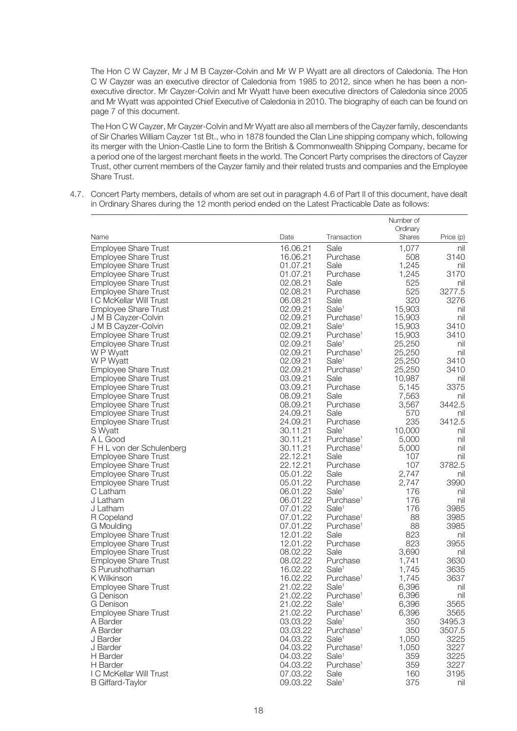The Hon C W Cayzer, Mr J M B Cayzer-Colvin and Mr W P Wyatt are all directors of Caledonia. The Hon C W Cayzer was an executive director of Caledonia from 1985 to 2012, since when he has been a non-executive director. Mr Cayzer-Colvin and Mr Wyatt have been executive directors of Caledonia since 2005 and Mr Wyatt was appointed Chief Executive of Caledonia in 2010. The biography of each can be found on page 7 of this document.

The Hon C W Cayzer, Mr Cayzer-Colvin and Mr Wyatt are also all members of the Cayzer family, descendants of Sir Charles William Cayzer 1st Bt., who in 1878 founded the Clan Line shipping company which, following its merger with the Union-Castle Line to form the British & Commonwealth Shipping Company, became for a period one of the largest merchant fleets in the world. The Concert Party comprises the directors of Cayzer Trust, other current members of the Cayzer family and their related trusts and companies and the Employee Share Trust.

4.7. Concert Party members, details of whom are set out in paragraph 4.6 of Part II of this document, have dealt in Ordinary Shares during the 12 month period ended on the Latest Practicable Date as follows:

| Name | Date | Transaction | Number of Ordinary Shares | Price (p) |
|---|---|---|---|---|
| Employee Share Trust | 16.06.21 | Sale | 1,077 | nil |
| Employee Share Trust | 16.06.21 | Purchase | 508 | 3140 |
| Employee Share Trust | 01.07.21 | Sale | 1,245 | nil |
| Employee Share Trust | 01.07.21 | Purchase | 1,245 | 3170 |
| Employee Share Trust | 02.08.21 | Sale | 525 | nil |
| Employee Share Trust | 02.08.21 | Purchase | 525 | 3277.5 |
| I C McKellar Will Trust | 06.08.21 | Sale | 320 | 3276 |
| Employee Share Trust | 02.09.21 | Sale[1] | 15,903 | nil |
| J M B Cayzer-Colvin | 02.09.21 | Purchase[1] | 15,903 | nil |
| J M B Cayzer-Colvin | 02.09.21 | Sale[1] | 15,903 | 3410 |
| Employee Share Trust | 02.09.21 | Purchase[1] | 15,903 | 3410 |
| Employee Share Trust | 02.09.21 | Sale[1] | 25,250 | nil |
| W P Wyatt | 02.09.21 | Purchase[1] | 25,250 | nil |
| W P Wyatt | 02.09.21 | Sale[1] | 25,250 | 3410 |
| Employee Share Trust | 02.09.21 | Purchase[1] | 25,250 | 3410 |
| Employee Share Trust | 03.09.21 | Sale | 10,987 | nil |
| Employee Share Trust | 03.09.21 | Purchase | 5,145 | 3375 |
| Employee Share Trust | 08.09.21 | Sale | 7,563 | nil |
| Employee Share Trust | 08.09.21 | Purchase | 3,567 | 3442.5 |
| Employee Share Trust | 24.09.21 | Sale | 570 | nil |
| Employee Share Trust | 24.09.21 | Purchase | 235 | 3412.5 |
| S Wyatt | 30.11.21 | Sale[1] | 10,000 | nil |
| A L Good | 30.11.21 | Purchase[1] | 5,000 | nil |
| F H L von der Schulenberg | 30.11.21 | Purchase[1] | 5,000 | nil |
| Employee Share Trust | 22.12.21 | Sale | 107 | nil |
| Employee Share Trust | 22.12.21 | Purchase | 107 | 3782.5 |
| Employee Share Trust | 05.01.22 | Sale | 2,747 | nil |
| Employee Share Trust | 05.01.22 | Purchase | 2,747 | 3990 |
| C Latham | 06.01.22 | Sale[1] | 176 | nil |
| J Latham | 06.01.22 | Purchase[1] | 176 | nil |
| J Latham | 07.01.22 | Sale[1] | 176 | 3985 |
| R Copeland | 07.01.22 | Purchase[1] | 88 | 3985 |
| G Moulding | 07.01.22 | Purchase[1] | 88 | 3985 |
| Employee Share Trust | 12.01.22 | Sale | 823 | nil |
| Employee Share Trust | 12.01.22 | Purchase | 823 | 3955 |
| Employee Share Trust | 08.02.22 | Sale | 3,690 | nil |
| Employee Share Trust | 08.02.22 | Purchase | 1,741 | 3630 |
| S Purushothaman | 16.02.22 | Sale[1] | 1,745 | 3635 |
| K Wilkinson | 16.02.22 | Purchase[1] | 1,745 | 3637 |
| Employee Share Trust | 21.02.22 | Sale[1] | 6,396 | nil |
| G Denison | 21.02.22 | Purchase[1] | 6,396 | nil |
| G Denison | 21.02.22 | Sale[1] | 6,396 | 3565 |
| Employee Share Trust | 21.02.22 | Purchase[1] | 6,396 | 3565 |
| A Barder | 03.03.22 | Sale[1] | 350 | 3495.3 |
| A Barder | 03.03.22 | Purchase[1] | 350 | 3507.5 |
| J Barder | 04.03.22 | Sale[1] | 1,050 | 3225 |
| J Barder | 04.03.22 | Purchase[1] | 1,050 | 3227 |
| H Barder | 04.03.22 | Sale[1] | 359 | 3225 |
| H Barder | 04.03.22 | Purchase[1] | 359 | 3227 |
| I C McKellar Will Trust | 07.03.22 | Sale | 160 | 3195 |
| B Giffard-Taylor | 09.03.22 | Sale[1] | 375 | nil |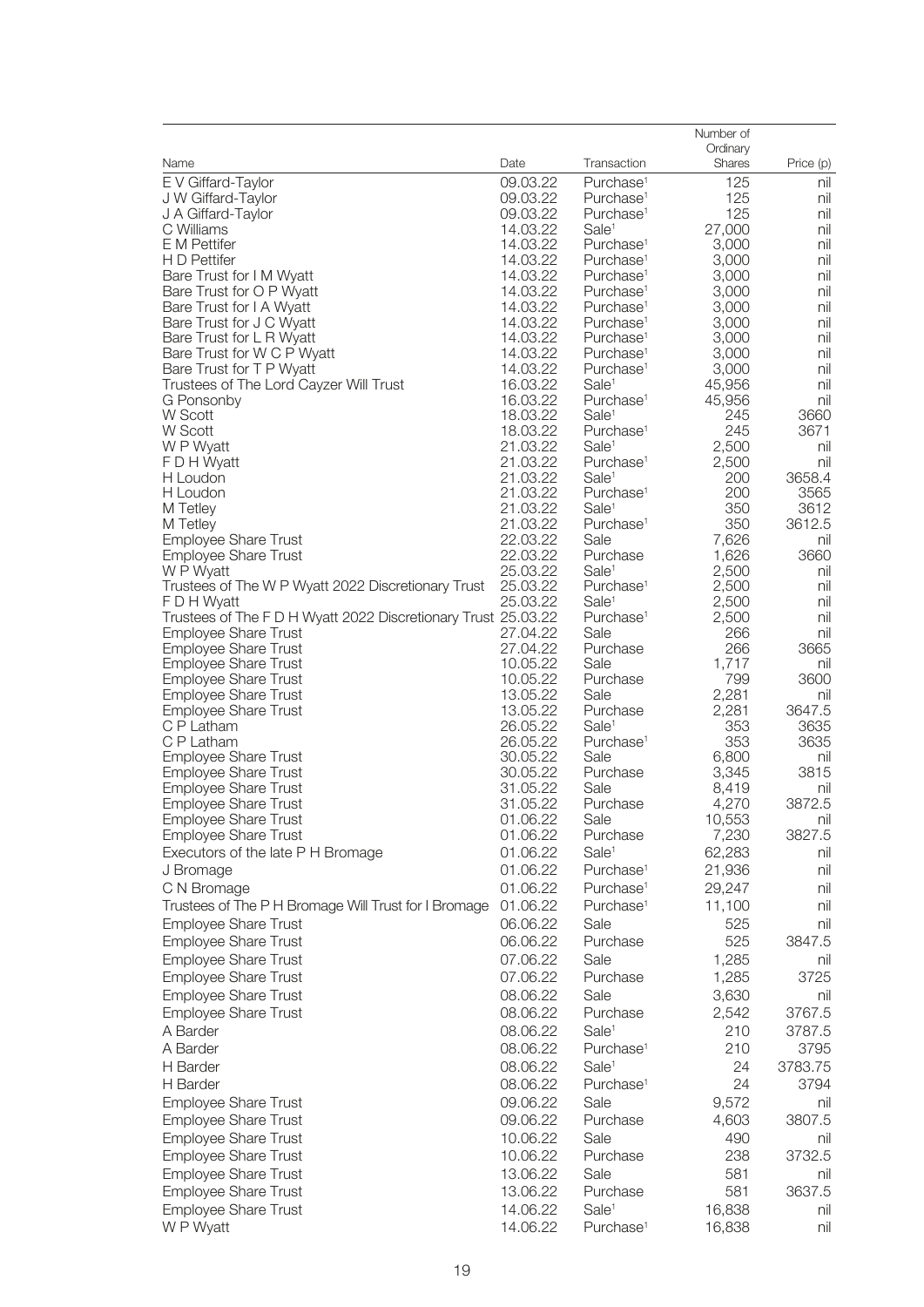| Name | Date | Transaction | Number of Ordinary Shares | Price (p) |
|---|---|---|---|---|
| E V Giffard-Taylor | 09.03.22 | Purchase[1] | 125 | nil |
| J W Giffard-Taylor | 09.03.22 | Purchase[1] | 125 | nil |
| J A Giffard-Taylor | 09.03.22 | Purchase[1] | 125 | nil |
| C Williams | 14.03.22 | Sale[1] | 27,000 | nil |
| E M Pettifer | 14.03.22 | Purchase[1] | 3,000 | nil |
| H D Pettifer | 14.03.22 | Purchase[1] | 3,000 | nil |
| Bare Trust for I M Wyatt | 14.03.22 | Purchase[1] | 3,000 | nil |
| Bare Trust for O P Wyatt | 14.03.22 | Purchase[1] | 3,000 | nil |
| Bare Trust for I A Wyatt | 14.03.22 | Purchase[1] | 3,000 | nil |
| Bare Trust for J C Wyatt | 14.03.22 | Purchase[1] | 3,000 | nil |
| Bare Trust for L R Wyatt | 14.03.22 | Purchase[1] | 3,000 | nil |
| Bare Trust for W C P Wyatt | 14.03.22 | Purchase[1] | 3,000 | nil |
| Bare Trust for T P Wyatt | 14.03.22 | Purchase[1] | 3,000 | nil |
| Trustees of The Lord Cayzer Will Trust | 16.03.22 | Sale[1] | 45,956 | nil |
| G Ponsonby | 16.03.22 | Purchase[1] | 45,956 | nil |
| W Scott | 18.03.22 | Sale[1] | 245 | 3660 |
| W Scott | 18.03.22 | Purchase[1] | 245 | 3671 |
| W P Wyatt | 21.03.22 | Sale[1] | 2,500 | nil |
| F D H Wyatt | 21.03.22 | Purchase[1] | 2,500 | nil |
| H Loudon | 21.03.22 | Sale[1] | 200 | 3658.4 |
| H Loudon | 21.03.22 | Purchase[1] | 200 | 3565 |
| M Tetley | 21.03.22 | Sale[1] | 350 | 3612 |
| M Tetley | 21.03.22 | Purchase[1] | 350 | 3612.5 |
| Employee Share Trust | 22.03.22 | Sale | 7,626 | nil |
| Employee Share Trust | 22.03.22 | Purchase | 1,626 | 3660 |
| W P Wyatt | 25.03.22 | Sale[1] | 2,500 | nil |
| Trustees of The W P Wyatt 2022 Discretionary Trust | 25.03.22 | Purchase[1] | 2,500 | nil |
| F D H Wyatt | 25.03.22 | Sale[1] | 2,500 | nil |
| Trustees of The F D H Wyatt 2022 Discretionary Trust | 25.03.22 | Purchase[1] | 2,500 | nil |
| Employee Share Trust | 27.04.22 | Sale | 266 | nil |
| Employee Share Trust | 27.04.22 | Purchase | 266 | 3665 |
| Employee Share Trust | 10.05.22 | Sale | 1,717 | nil |
| Employee Share Trust | 10.05.22 | Purchase | 799 | 3600 |
| Employee Share Trust | 13.05.22 | Sale | 2,281 | nil |
| Employee Share Trust | 13.05.22 | Purchase | 2,281 | 3647.5 |
| C P Latham | 26.05.22 | Sale[1] | 353 | 3635 |
| C P Latham | 26.05.22 | Purchase[1] | 353 | 3635 |
| Employee Share Trust | 30.05.22 | Sale | 6,800 | nil |
| Employee Share Trust | 30.05.22 | Purchase | 3,345 | 3815 |
| Employee Share Trust | 31.05.22 | Sale | 8,419 | nil |
| Employee Share Trust | 31.05.22 | Purchase | 4,270 | 3872.5 |
| Employee Share Trust | 01.06.22 | Sale | 10,553 | nil |
| Employee Share Trust | 01.06.22 | Purchase | 7,230 | 3827.5 |
| Executors of the late P H Bromage | 01.06.22 | Sale[1] | 62,283 | nil |
| J Bromage | 01.06.22 | Purchase[1] | 21,936 | nil |
| C N Bromage | 01.06.22 | Purchase[1] | 29,247 | nil |
| Trustees of The P H Bromage Will Trust for I Bromage | 01.06.22 | Purchase[1] | 11,100 | nil |
| Employee Share Trust | 06.06.22 | Sale | 525 | nil |
| Employee Share Trust | 06.06.22 | Purchase | 525 | 3847.5 |
| Employee Share Trust | 07.06.22 | Sale | 1,285 | nil |
| Employee Share Trust | 07.06.22 | Purchase | 1,285 | 3725 |
| Employee Share Trust | 08.06.22 | Sale | 3,630 | nil |
| Employee Share Trust | 08.06.22 | Purchase | 2,542 | 3767.5 |
| A Barder | 08.06.22 | Sale[1] | 210 | 3787.5 |
| A Barder | 08.06.22 | Purchase[1] | 210 | 3795 |
| H Barder | 08.06.22 | Sale[1] | 24 | 3783.75 |
| H Barder | 08.06.22 | Purchase[1] | 24 | 3794 |
| Employee Share Trust | 09.06.22 | Sale | 9,572 | nil |
| Employee Share Trust | 09.06.22 | Purchase | 4,603 | 3807.5 |
| Employee Share Trust | 10.06.22 | Sale | 490 | nil |
| Employee Share Trust | 10.06.22 | Purchase | 238 | 3732.5 |
| Employee Share Trust | 13.06.22 | Sale | 581 | nil |
| Employee Share Trust | 13.06.22 | Purchase | 581 | 3637.5 |
| Employee Share Trust | 14.06.22 | Sale[1] | 16,838 | nil |
| W P Wyatt | 14.06.22 | Purchase[1] | 16,838 | nil |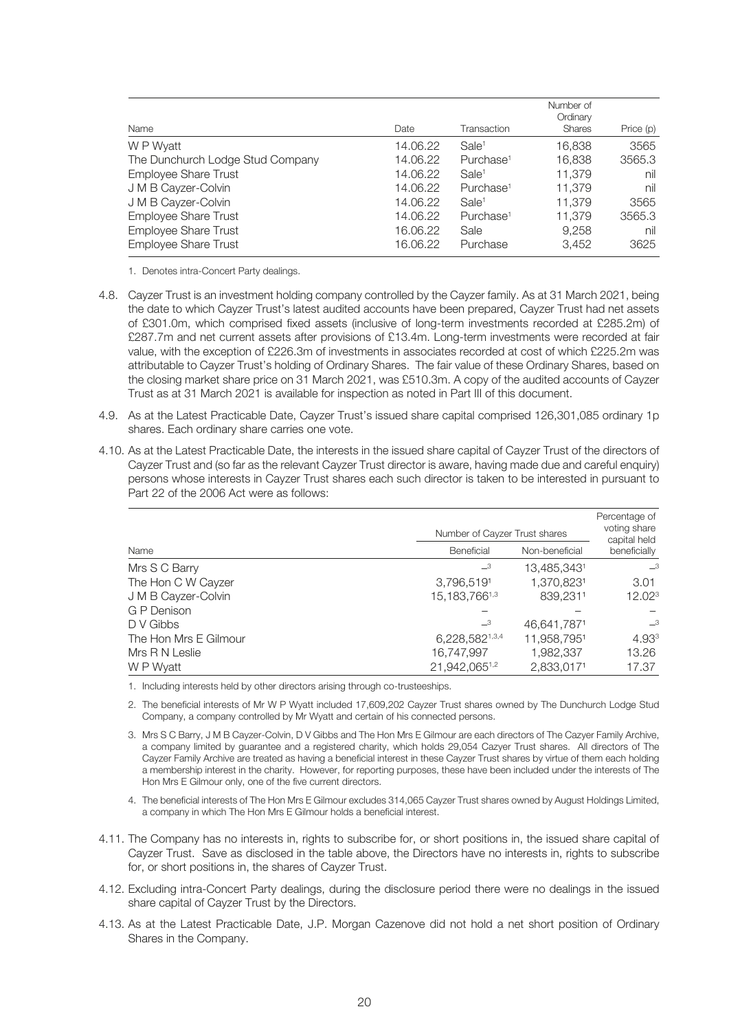| Name | Date | Transaction | Number of Ordinary Shares | Price (p) |
|---|---|---|---|---|
| W P Wyatt | 14.06.22 | Sale[1] | 16,838 | 3565 |
| The Dunchurch Lodge Stud Company | 14.06.22 | Purchase[1] | 16,838 | 3565.3 |
| Employee Share Trust | 14.06.22 | Sale[1] | 11,379 | nil |
| J M B Cayzer-Colvin | 14.06.22 | Purchase[1] | 11,379 | nil |
| J M B Cayzer-Colvin | 14.06.22 | Sale[1] | 11,379 | 3565 |
| Employee Share Trust | 14.06.22 | Purchase[1] | 11,379 | 3565.3 |
| Employee Share Trust | 16.06.22 | Sale | 9,258 | nil |
| Employee Share Trust | 16.06.22 | Purchase | 3,452 | 3625 |

1. Denotes intra-Concert Party dealings.

4.8. Cayzer Trust is an investment holding company controlled by the Cayzer family. As at 31 March 2021, being the date to which Cayzer Trust's latest audited accounts have been prepared, Cayzer Trust had net assets of £301.0m, which comprised fixed assets (inclusive of long-term investments recorded at £285.2m) of £287.7m and net current assets after provisions of £13.4m. Long-term investments were recorded at fair value, with the exception of £226.3m of investments in associates recorded at cost of which £225.2m was attributable to Cayzer Trust's holding of Ordinary Shares. The fair value of these Ordinary Shares, based on the closing market share price on 31 March 2021, was £510.3m. A copy of the audited accounts of Cayzer Trust as at 31 March 2021 is available for inspection as noted in Part III of this document.

4.9. As at the Latest Practicable Date, Cayzer Trust's issued share capital comprised 126,301,085 ordinary 1p shares. Each ordinary share carries one vote.

4.10. As at the Latest Practicable Date, the interests in the issued share capital of Cayzer Trust of the directors of Cayzer Trust and (so far as the relevant Cayzer Trust director is aware, having made due and careful enquiry) persons whose interests in Cayzer Trust shares each such director is taken to be interested in pursuant to Part 22 of the 2006 Act were as follows:

| Name | Number of Cayzer Trust shares | | Percentage of voting share capital held beneficially |
|---|---|---|---|
| | Beneficial | Non-beneficial | |
| Mrs S C Barry | –[3] | 13,485,343[1] | –[3] |
| The Hon C W Cayzer | 3,796,519[1] | 1,370,823[1] | 3.01 |
| J M B Cayzer-Colvin | 15,183,766[1,3] | 839,231[1] | 12.02[3] |
| G P Denison | – | – | – |
| D V Gibbs | –[3] | 46,641,787[1] | –[3] |
| The Hon Mrs E Gilmour | 6,228,582[1,3,4] | 11,958,795[1] | 4.93[3] |
| Mrs R N Leslie | 16,747,997 | 1,982,337 | 13.26 |
| W P Wyatt | 21,942,065[1,2] | 2,833,017[1] | 17.37 |

1. Including interests held by other directors arising through co-trusteeships.

2. The beneficial interests of Mr W P Wyatt included 17,609,202 Cayzer Trust shares owned by The Dunchurch Lodge Stud Company, a company controlled by Mr Wyatt and certain of his connected persons.

3. Mrs S C Barry, J M B Cayzer-Colvin, D V Gibbs and The Hon Mrs E Gilmour are each directors of The Cazyer Family Archive, a company limited by guarantee and a registered charity, which holds 29,054 Cazyer Trust shares. All directors of The Cayzer Family Archive are treated as having a beneficial interest in these Cayzer Trust shares by virtue of them each holding a membership interest in the charity. However, for reporting purposes, these have been included under the interests of The Hon Mrs E Gilmour only, one of the five current directors.

4. The beneficial interests of The Hon Mrs E Gilmour excludes 314,065 Cayzer Trust shares owned by August Holdings Limited, a company in which The Hon Mrs E Gilmour holds a beneficial interest.

4.11. The Company has no interests in, rights to subscribe for, or short positions in, the issued share capital of Cayzer Trust. Save as disclosed in the table above, the Directors have no interests in, rights to subscribe for, or short positions in, the shares of Cayzer Trust.

4.12. Excluding intra-Concert Party dealings, during the disclosure period there were no dealings in the issued share capital of Cayzer Trust by the Directors.

4.13. As at the Latest Practicable Date, J.P. Morgan Cazenove did not hold a net short position of Ordinary Shares in the Company.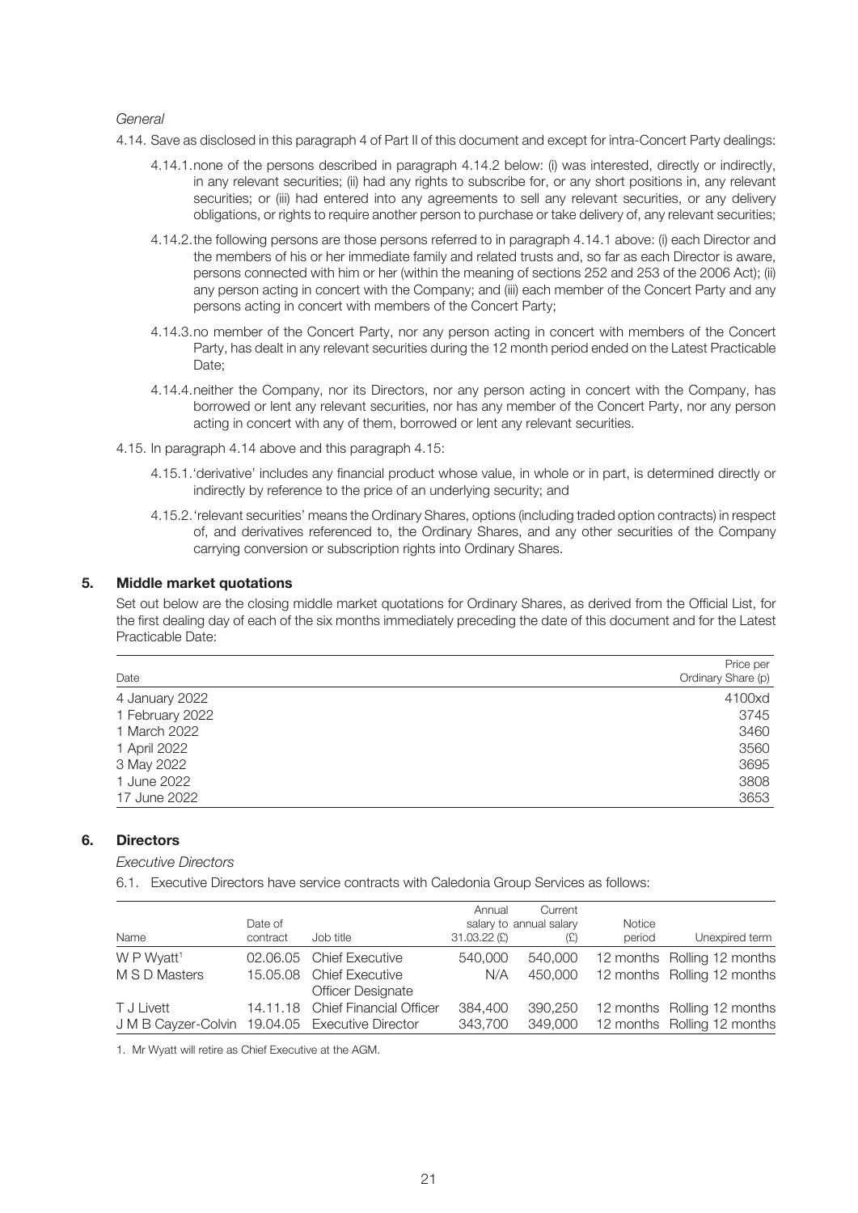*General*

4.14. Save as disclosed in this paragraph 4 of Part II of this document and except for intra-Concert Party dealings:

4.14.1. none of the persons described in paragraph 4.14.2 below: (i) was interested, directly or indirectly, in any relevant securities; (ii) had any rights to subscribe for, or any short positions in, any relevant securities; or (iii) had entered into any agreements to sell any relevant securities, or any delivery obligations, or rights to require another person to purchase or take delivery of, any relevant securities;

4.14.2. the following persons are those persons referred to in paragraph 4.14.1 above: (i) each Director and the members of his or her immediate family and related trusts and, so far as each Director is aware, persons connected with him or her (within the meaning of sections 252 and 253 of the 2006 Act); (ii) any person acting in concert with the Company; and (iii) each member of the Concert Party and any persons acting in concert with members of the Concert Party;

4.14.3. no member of the Concert Party, nor any person acting in concert with members of the Concert Party, has dealt in any relevant securities during the 12 month period ended on the Latest Practicable Date;

4.14.4. neither the Company, nor its Directors, nor any person acting in concert with the Company, has borrowed or lent any relevant securities, nor has any member of the Concert Party, nor any person acting in concert with any of them, borrowed or lent any relevant securities.

4.15. In paragraph 4.14 above and this paragraph 4.15:

4.15.1. 'derivative' includes any financial product whose value, in whole or in part, is determined directly or indirectly by reference to the price of an underlying security; and

4.15.2. 'relevant securities' means the Ordinary Shares, options (including traded option contracts) in respect of, and derivatives referenced to, the Ordinary Shares, and any other securities of the Company carrying conversion or subscription rights into Ordinary Shares.

## 5. Middle market quotations

Set out below are the closing middle market quotations for Ordinary Shares, as derived from the Official List, for the first dealing day of each of the six months immediately preceding the date of this document and for the Latest Practicable Date:

| Date | Price per Ordinary Share (p) |
|---|---|
| 4 January 2022 | 4100xd |
| 1 February 2022 | 3745 |
| 1 March 2022 | 3460 |
| 1 April 2022 | 3560 |
| 3 May 2022 | 3695 |
| 1 June 2022 | 3808 |
| 17 June 2022 | 3653 |

## 6. Directors

*Executive Directors*

6.1. Executive Directors have service contracts with Caledonia Group Services as follows:

| Name | Date of contract | Job title | Annual salary to 31.03.22 (£) | Current annual salary (£) | Notice period | Unexpired term |
|---|---|---|---|---|---|---|
| W P Wyatt[1] | 02.06.05 | Chief Executive | 540,000 | 540,000 | 12 months | Rolling 12 months |
| M S D Masters | 15.05.08 | Chief Executive Officer Designate | N/A | 450,000 | 12 months | Rolling 12 months |
| T J Livett | 14.11.18 | Chief Financial Officer | 384,400 | 390,250 | 12 months | Rolling 12 months |
| J M B Cayzer-Colvin | 19.04.05 | Executive Director | 343,700 | 349,000 | 12 months | Rolling 12 months |

1. Mr Wyatt will retire as Chief Executive at the AGM.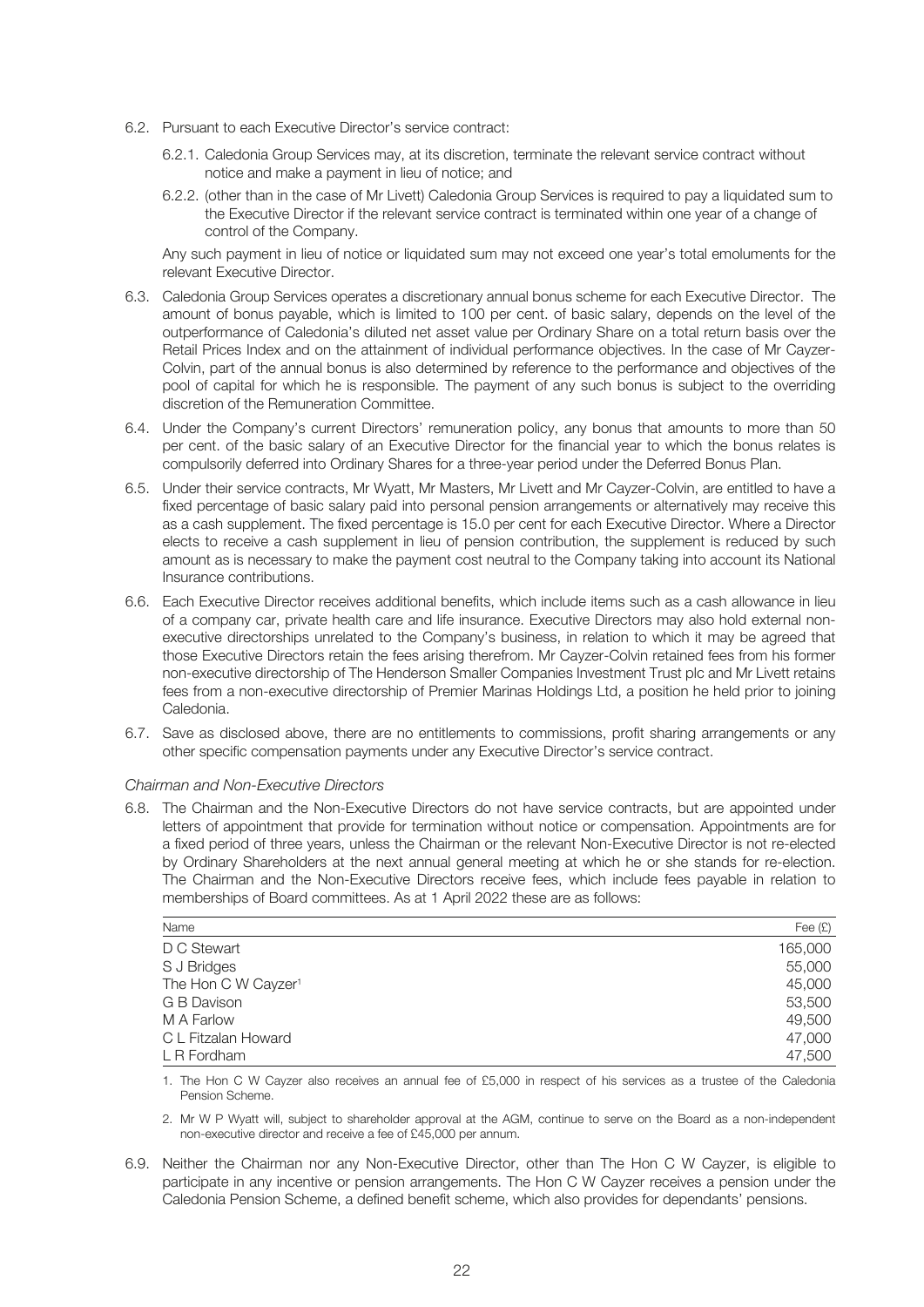6.2. Pursuant to each Executive Director's service contract:

6.2.1. Caledonia Group Services may, at its discretion, terminate the relevant service contract without notice and make a payment in lieu of notice; and

6.2.2. (other than in the case of Mr Livett) Caledonia Group Services is required to pay a liquidated sum to the Executive Director if the relevant service contract is terminated within one year of a change of control of the Company.

Any such payment in lieu of notice or liquidated sum may not exceed one year's total emoluments for the relevant Executive Director.

6.3. Caledonia Group Services operates a discretionary annual bonus scheme for each Executive Director. The amount of bonus payable, which is limited to 100 per cent. of basic salary, depends on the level of the outperformance of Caledonia's diluted net asset value per Ordinary Share on a total return basis over the Retail Prices Index and on the attainment of individual performance objectives. In the case of Mr Cayzer-Colvin, part of the annual bonus is also determined by reference to the performance and objectives of the pool of capital for which he is responsible. The payment of any such bonus is subject to the overriding discretion of the Remuneration Committee.

6.4. Under the Company's current Directors' remuneration policy, any bonus that amounts to more than 50 per cent. of the basic salary of an Executive Director for the financial year to which the bonus relates is compulsorily deferred into Ordinary Shares for a three-year period under the Deferred Bonus Plan.

6.5. Under their service contracts, Mr Wyatt, Mr Masters, Mr Livett and Mr Cayzer-Colvin, are entitled to have a fixed percentage of basic salary paid into personal pension arrangements or alternatively may receive this as a cash supplement. The fixed percentage is 15.0 per cent for each Executive Director. Where a Director elects to receive a cash supplement in lieu of pension contribution, the supplement is reduced by such amount as is necessary to make the payment cost neutral to the Company taking into account its National Insurance contributions.

6.6. Each Executive Director receives additional benefits, which include items such as a cash allowance in lieu of a company car, private health care and life insurance. Executive Directors may also hold external non-executive directorships unrelated to the Company's business, in relation to which it may be agreed that those Executive Directors retain the fees arising therefrom. Mr Cayzer-Colvin retained fees from his former non-executive directorship of The Henderson Smaller Companies Investment Trust plc and Mr Livett retains fees from a non-executive directorship of Premier Marinas Holdings Ltd, a position he held prior to joining Caledonia.

6.7. Save as disclosed above, there are no entitlements to commissions, profit sharing arrangements or any other specific compensation payments under any Executive Director's service contract.

*Chairman and Non-Executive Directors*

6.8. The Chairman and the Non-Executive Directors do not have service contracts, but are appointed under letters of appointment that provide for termination without notice or compensation. Appointments are for a fixed period of three years, unless the Chairman or the relevant Non-Executive Director is not re-elected by Ordinary Shareholders at the next annual general meeting at which he or she stands for re-election. The Chairman and the Non-Executive Directors receive fees, which include fees payable in relation to memberships of Board committees. As at 1 April 2022 these are as follows:

| Name | Fee (£) |
|---|---|
| D C Stewart | 165,000 |
| S J Bridges | 55,000 |
| The Hon C W Cayzer[1] | 45,000 |
| G B Davison | 53,500 |
| M A Farlow | 49,500 |
| C L Fitzalan Howard | 47,000 |
| L R Fordham | 47,500 |

1. The Hon C W Cayzer also receives an annual fee of £5,000 in respect of his services as a trustee of the Caledonia Pension Scheme.

2. Mr W P Wyatt will, subject to shareholder approval at the AGM, continue to serve on the Board as a non-independent non-executive director and receive a fee of £45,000 per annum.

6.9. Neither the Chairman nor any Non-Executive Director, other than The Hon C W Cayzer, is eligible to participate in any incentive or pension arrangements. The Hon C W Cayzer receives a pension under the Caledonia Pension Scheme, a defined benefit scheme, which also provides for dependants' pensions.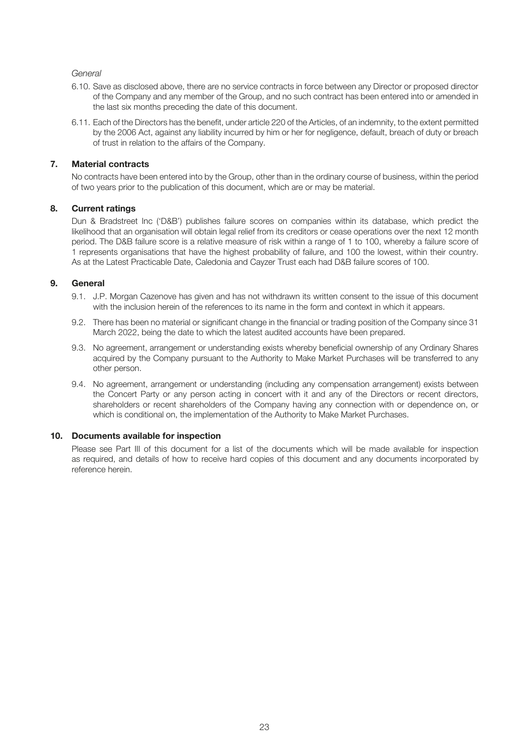*General*

6.10. Save as disclosed above, there are no service contracts in force between any Director or proposed director of the Company and any member of the Group, and no such contract has been entered into or amended in the last six months preceding the date of this document.

6.11. Each of the Directors has the benefit, under article 220 of the Articles, of an indemnity, to the extent permitted by the 2006 Act, against any liability incurred by him or her for negligence, default, breach of duty or breach of trust in relation to the affairs of the Company.

## 7. Material contracts

No contracts have been entered into by the Group, other than in the ordinary course of business, within the period of two years prior to the publication of this document, which are or may be material.

## 8. Current ratings

Dun & Bradstreet Inc ('D&B') publishes failure scores on companies within its database, which predict the likelihood that an organisation will obtain legal relief from its creditors or cease operations over the next 12 month period. The D&B failure score is a relative measure of risk within a range of 1 to 100, whereby a failure score of 1 represents organisations that have the highest probability of failure, and 100 the lowest, within their country. As at the Latest Practicable Date, Caledonia and Cayzer Trust each had D&B failure scores of 100.

## 9. General

9.1. J.P. Morgan Cazenove has given and has not withdrawn its written consent to the issue of this document with the inclusion herein of the references to its name in the form and context in which it appears.

9.2. There has been no material or significant change in the financial or trading position of the Company since 31 March 2022, being the date to which the latest audited accounts have been prepared.

9.3. No agreement, arrangement or understanding exists whereby beneficial ownership of any Ordinary Shares acquired by the Company pursuant to the Authority to Make Market Purchases will be transferred to any other person.

9.4. No agreement, arrangement or understanding (including any compensation arrangement) exists between the Concert Party or any person acting in concert with it and any of the Directors or recent directors, shareholders or recent shareholders of the Company having any connection with or dependence on, or which is conditional on, the implementation of the Authority to Make Market Purchases.

## 10. Documents available for inspection

Please see Part III of this document for a list of the documents which will be made available for inspection as required, and details of how to receive hard copies of this document and any documents incorporated by reference herein.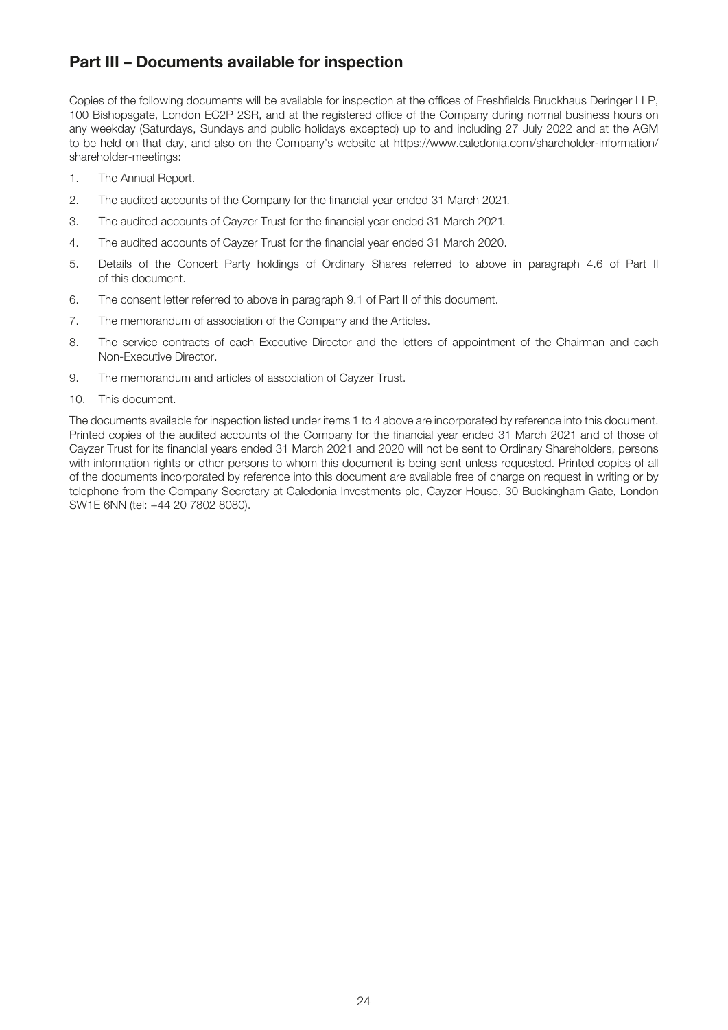## Part III – Documents available for inspection

Copies of the following documents will be available for inspection at the offices of Freshfields Bruckhaus Deringer LLP, 100 Bishopsgate, London EC2P 2SR, and at the registered office of the Company during normal business hours on any weekday (Saturdays, Sundays and public holidays excepted) up to and including 27 July 2022 and at the AGM to be held on that day, and also on the Company's website at https://www.caledonia.com/shareholder-information/shareholder-meetings:

1. The Annual Report.
2. The audited accounts of the Company for the financial year ended 31 March 2021.
3. The audited accounts of Cayzer Trust for the financial year ended 31 March 2021.
4. The audited accounts of Cayzer Trust for the financial year ended 31 March 2020.
5. Details of the Concert Party holdings of Ordinary Shares referred to above in paragraph 4.6 of Part II of this document.
6. The consent letter referred to above in paragraph 9.1 of Part II of this document.
7. The memorandum of association of the Company and the Articles.
8. The service contracts of each Executive Director and the letters of appointment of the Chairman and each Non-Executive Director.
9. The memorandum and articles of association of Cayzer Trust.
10. This document.

The documents available for inspection listed under items 1 to 4 above are incorporated by reference into this document. Printed copies of the audited accounts of the Company for the financial year ended 31 March 2021 and of those of Cayzer Trust for its financial years ended 31 March 2021 and 2020 will not be sent to Ordinary Shareholders, persons with information rights or other persons to whom this document is being sent unless requested. Printed copies of all of the documents incorporated by reference into this document are available free of charge on request in writing or by telephone from the Company Secretary at Caledonia Investments plc, Cayzer House, 30 Buckingham Gate, London SW1E 6NN (tel: +44 20 7802 8080).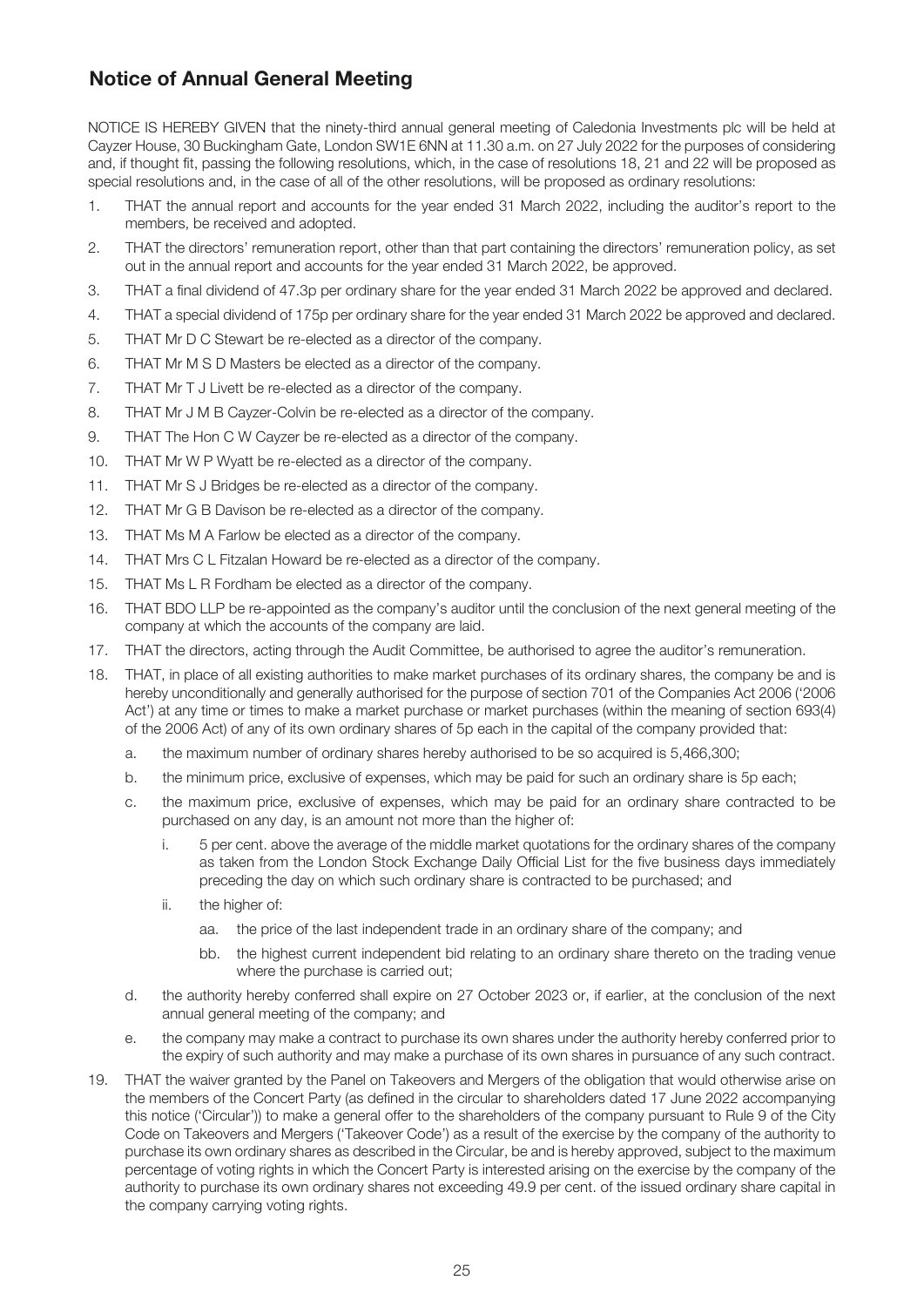## Notice of Annual General Meeting

NOTICE IS HEREBY GIVEN that the ninety-third annual general meeting of Caledonia Investments plc will be held at Cayzer House, 30 Buckingham Gate, London SW1E 6NN at 11.30 a.m. on 27 July 2022 for the purposes of considering and, if thought fit, passing the following resolutions, which, in the case of resolutions 18, 21 and 22 will be proposed as special resolutions and, in the case of all of the other resolutions, will be proposed as ordinary resolutions:

1. THAT the annual report and accounts for the year ended 31 March 2022, including the auditor's report to the members, be received and adopted.
2. THAT the directors' remuneration report, other than that part containing the directors' remuneration policy, as set out in the annual report and accounts for the year ended 31 March 2022, be approved.
3. THAT a final dividend of 47.3p per ordinary share for the year ended 31 March 2022 be approved and declared.
4. THAT a special dividend of 175p per ordinary share for the year ended 31 March 2022 be approved and declared.
5. THAT Mr D C Stewart be re-elected as a director of the company.
6. THAT Mr M S D Masters be elected as a director of the company.
7. THAT Mr T J Livett be re-elected as a director of the company.
8. THAT Mr J M B Cayzer-Colvin be re-elected as a director of the company.
9. THAT The Hon C W Cayzer be re-elected as a director of the company.
10. THAT Mr W P Wyatt be re-elected as a director of the company.
11. THAT Mr S J Bridges be re-elected as a director of the company.
12. THAT Mr G B Davison be re-elected as a director of the company.
13. THAT Ms M A Farlow be elected as a director of the company.
14. THAT Mrs C L Fitzalan Howard be re-elected as a director of the company.
15. THAT Ms L R Fordham be elected as a director of the company.
16. THAT BDO LLP be re-appointed as the company's auditor until the conclusion of the next general meeting of the company at which the accounts of the company are laid.
17. THAT the directors, acting through the Audit Committee, be authorised to agree the auditor's remuneration.
18. THAT, in place of all existing authorities to make market purchases of its ordinary shares, the company be and is hereby unconditionally and generally authorised for the purpose of section 701 of the Companies Act 2006 ('2006 Act') at any time or times to make a market purchase or market purchases (within the meaning of section 693(4) of the 2006 Act) of any of its own ordinary shares of 5p each in the capital of the company provided that:
    a. the maximum number of ordinary shares hereby authorised to be so acquired is 5,466,300;
    b. the minimum price, exclusive of expenses, which may be paid for such an ordinary share is 5p each;
    c. the maximum price, exclusive of expenses, which may be paid for an ordinary share contracted to be purchased on any day, is an amount not more than the higher of:
        i. 5 per cent. above the average of the middle market quotations for the ordinary shares of the company as taken from the London Stock Exchange Daily Official List for the five business days immediately preceding the day on which such ordinary share is contracted to be purchased; and
        ii. the higher of:
            aa. the price of the last independent trade in an ordinary share of the company; and
            bb. the highest current independent bid relating to an ordinary share thereto on the trading venue where the purchase is carried out;
    d. the authority hereby conferred shall expire on 27 October 2023 or, if earlier, at the conclusion of the next annual general meeting of the company; and
    e. the company may make a contract to purchase its own shares under the authority hereby conferred prior to the expiry of such authority and may make a purchase of its own shares in pursuance of any such contract.
19. THAT the waiver granted by the Panel on Takeovers and Mergers of the obligation that would otherwise arise on the members of the Concert Party (as defined in the circular to shareholders dated 17 June 2022 accompanying this notice ('Circular')) to make a general offer to the shareholders of the company pursuant to Rule 9 of the City Code on Takeovers and Mergers ('Takeover Code') as a result of the exercise by the company of the authority to purchase its own ordinary shares as described in the Circular, be and is hereby approved, subject to the maximum percentage of voting rights in which the Concert Party is interested arising on the exercise by the company of the authority to purchase its own ordinary shares not exceeding 49.9 per cent. of the issued ordinary share capital in the company carrying voting rights.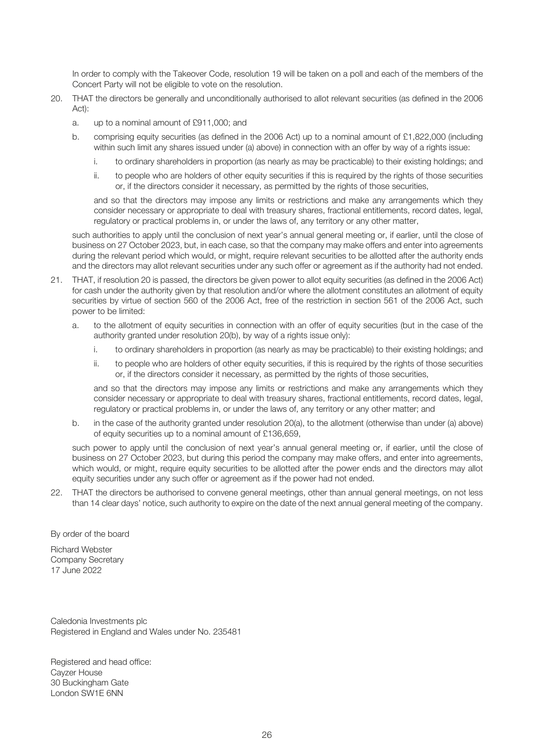In order to comply with the Takeover Code, resolution 19 will be taken on a poll and each of the members of the Concert Party will not be eligible to vote on the resolution.

20. THAT the directors be generally and unconditionally authorised to allot relevant securities (as defined in the 2006 Act):

    a. up to a nominal amount of £911,000; and

    b. comprising equity securities (as defined in the 2006 Act) up to a nominal amount of £1,822,000 (including within such limit any shares issued under (a) above) in connection with an offer by way of a rights issue:

        i. to ordinary shareholders in proportion (as nearly as may be practicable) to their existing holdings; and

        ii. to people who are holders of other equity securities if this is required by the rights of those securities or, if the directors consider it necessary, as permitted by the rights of those securities,

    and so that the directors may impose any limits or restrictions and make any arrangements which they consider necessary or appropriate to deal with treasury shares, fractional entitlements, record dates, legal, regulatory or practical problems in, or under the laws of, any territory or any other matter,

    such authorities to apply until the conclusion of next year's annual general meeting or, if earlier, until the close of business on 27 October 2023, but, in each case, so that the company may make offers and enter into agreements during the relevant period which would, or might, require relevant securities to be allotted after the authority ends and the directors may allot relevant securities under any such offer or agreement as if the authority had not ended.

21. THAT, if resolution 20 is passed, the directors be given power to allot equity securities (as defined in the 2006 Act) for cash under the authority given by that resolution and/or where the allotment constitutes an allotment of equity securities by virtue of section 560 of the 2006 Act, free of the restriction in section 561 of the 2006 Act, such power to be limited:

    a. to the allotment of equity securities in connection with an offer of equity securities (but in the case of the authority granted under resolution 20(b), by way of a rights issue only):

        i. to ordinary shareholders in proportion (as nearly as may be practicable) to their existing holdings; and

        ii. to people who are holders of other equity securities, if this is required by the rights of those securities or, if the directors consider it necessary, as permitted by the rights of those securities,

    and so that the directors may impose any limits or restrictions and make any arrangements which they consider necessary or appropriate to deal with treasury shares, fractional entitlements, record dates, legal, regulatory or practical problems in, or under the laws of, any territory or any other matter; and

    b. in the case of the authority granted under resolution 20(a), to the allotment (otherwise than under (a) above) of equity securities up to a nominal amount of £136,659,

    such power to apply until the conclusion of next year's annual general meeting or, if earlier, until the close of business on 27 October 2023, but during this period the company may make offers, and enter into agreements, which would, or might, require equity securities to be allotted after the power ends and the directors may allot equity securities under any such offer or agreement as if the power had not ended.

22. THAT the directors be authorised to convene general meetings, other than annual general meetings, on not less than 14 clear days' notice, such authority to expire on the date of the next annual general meeting of the company.

By order of the board

Richard Webster  
Company Secretary  
17 June 2022

Caledonia Investments plc  
Registered in England and Wales under No. 235481

Registered and head office:  
Cayzer House  
30 Buckingham Gate  
London SW1E 6NN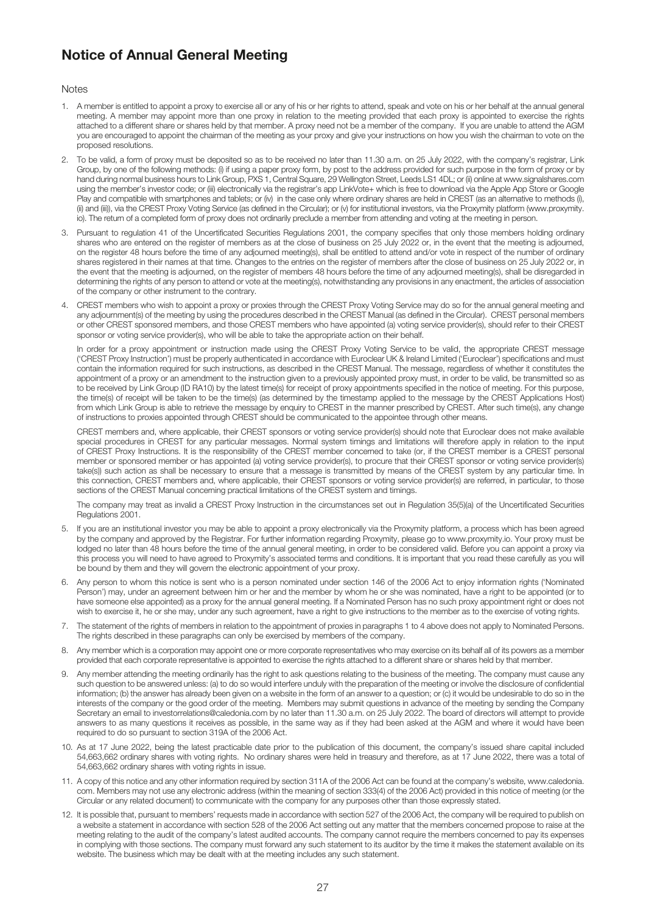# Notice of Annual General Meeting

Notes

1. A member is entitled to appoint a proxy to exercise all or any of his or her rights to attend, speak and vote on his or her behalf at the annual general meeting. A member may appoint more than one proxy in relation to the meeting provided that each proxy is appointed to exercise the rights attached to a different share or shares held by that member. A proxy need not be a member of the company. If you are unable to attend the AGM you are encouraged to appoint the chairman of the meeting as your proxy and give your instructions on how you wish the chairman to vote on the proposed resolutions.

2. To be valid, a form of proxy must be deposited so as to be received no later than 11.30 a.m. on 25 July 2022, with the company's registrar, Link Group, by one of the following methods: (i) if using a paper proxy form, by post to the address provided for such purpose in the form of proxy or by hand during normal business hours to Link Group, PXS 1, Central Square, 29 Wellington Street, Leeds LS1 4DL; or (ii) online at www.signalshares.com using the member's investor code; or (iii) electronically via the registrar's app LinkVote+ which is free to download via the Apple App Store or Google Play and compatible with smartphones and tablets; or (iv) in the case only where ordinary shares are held in CREST (as an alternative to methods (i), (ii) and (iii)), via the CREST Proxy Voting Service (as defined in the Circular); or (v) for institutional investors, via the Proxymity platform (www.proxymity.io). The return of a completed form of proxy does not ordinarily preclude a member from attending and voting at the meeting in person.

3. Pursuant to regulation 41 of the Uncertificated Securities Regulations 2001, the company specifies that only those members holding ordinary shares who are entered on the register of members as at the close of business on 25 July 2022 or, in the event that the meeting is adjourned, on the register 48 hours before the time of any adjourned meeting(s), shall be entitled to attend and/or vote in respect of the number of ordinary shares registered in their names at that time. Changes to the entries on the register of members after the close of business on 25 July 2022 or, in the event that the meeting is adjourned, on the register of members 48 hours before the time of any adjourned meeting(s), shall be disregarded in determining the rights of any person to attend or vote at the meeting(s), notwithstanding any provisions in any enactment, the articles of association of the company or other instrument to the contrary.

4. CREST members who wish to appoint a proxy or proxies through the CREST Proxy Voting Service may do so for the annual general meeting and any adjournment(s) of the meeting by using the procedures described in the CREST Manual (as defined in the Circular). CREST personal members or other CREST sponsored members, and those CREST members who have appointed (a) voting service provider(s), should refer to their CREST sponsor or voting service provider(s), who will be able to take the appropriate action on their behalf.

   In order for a proxy appointment or instruction made using the CREST Proxy Voting Service to be valid, the appropriate CREST message ('CREST Proxy Instruction') must be properly authenticated in accordance with Euroclear UK & Ireland Limited ('Euroclear') specifications and must contain the information required for such instructions, as described in the CREST Manual. The message, regardless of whether it constitutes the appointment of a proxy or an amendment to the instruction given to a previously appointed proxy must, in order to be valid, be transmitted so as to be received by Link Group (ID RA10) by the latest time(s) for receipt of proxy appointments specified in the notice of meeting. For this purpose, the time(s) of receipt will be taken to be the time(s) (as determined by the timestamp applied to the message by the CREST Applications Host) from which Link Group is able to retrieve the message by enquiry to CREST in the manner prescribed by CREST. After such time(s), any change of instructions to proxies appointed through CREST should be communicated to the appointee through other means.

   CREST members and, where applicable, their CREST sponsors or voting service provider(s) should note that Euroclear does not make available special procedures in CREST for any particular messages. Normal system timings and limitations will therefore apply in relation to the input of CREST Proxy Instructions. It is the responsibility of the CREST member concerned to take (or, if the CREST member is a CREST personal member or sponsored member or has appointed (a) voting service provider(s), to procure that their CREST sponsor or voting service provider(s) take(s)) such action as shall be necessary to ensure that a message is transmitted by means of the CREST system by any particular time. In this connection, CREST members and, where applicable, their CREST sponsors or voting service provider(s) are referred, in particular, to those sections of the CREST Manual concerning practical limitations of the CREST system and timings.

   The company may treat as invalid a CREST Proxy Instruction in the circumstances set out in Regulation 35(5)(a) of the Uncertificated Securities Regulations 2001.

5. If you are an institutional investor you may be able to appoint a proxy electronically via the Proxymity platform, a process which has been agreed by the company and approved by the Registrar. For further information regarding Proxymity, please go to www.proxymity.io. Your proxy must be lodged no later than 48 hours before the time of the annual general meeting, in order to be considered valid. Before you can appoint a proxy via this process you will need to have agreed to Proxymity's associated terms and conditions. It is important that you read these carefully as you will be bound by them and they will govern the electronic appointment of your proxy.

6. Any person to whom this notice is sent who is a person nominated under section 146 of the 2006 Act to enjoy information rights ('Nominated Person') may, under an agreement between him or her and the member by whom he or she was nominated, have a right to be appointed (or to have someone else appointed) as a proxy for the annual general meeting. If a Nominated Person has no such proxy appointment right or does not wish to exercise it, he or she may, under any such agreement, have a right to give instructions to the member as to the exercise of voting rights.

7. The statement of the rights of members in relation to the appointment of proxies in paragraphs 1 to 4 above does not apply to Nominated Persons. The rights described in these paragraphs can only be exercised by members of the company.

8. Any member which is a corporation may appoint one or more corporate representatives who may exercise on its behalf all of its powers as a member provided that each corporate representative is appointed to exercise the rights attached to a different share or shares held by that member.

9. Any member attending the meeting ordinarily has the right to ask questions relating to the business of the meeting. The company must cause any such question to be answered unless: (a) to do so would interfere unduly with the preparation of the meeting or involve the disclosure of confidential information; (b) the answer has already been given on a website in the form of an answer to a question; or (c) it would be undesirable to do so in the interests of the company or the good order of the meeting. Members may submit questions in advance of the meeting by sending the Company Secretary an email to investorrelations@caledonia.com by no later than 11.30 a.m. on 25 July 2022. The board of directors will attempt to provide answers to as many questions it receives as possible, in the same way as if they had been asked at the AGM and where it would have been required to do so pursuant to section 319A of the 2006 Act.

10. As at 17 June 2022, being the latest practicable date prior to the publication of this document, the company's issued share capital included 54,663,662 ordinary shares with voting rights. No ordinary shares were held in treasury and therefore, as at 17 June 2022, there was a total of 54,663,662 ordinary shares with voting rights in issue.

11. A copy of this notice and any other information required by section 311A of the 2006 Act can be found at the company's website, www.caledonia.com. Members may not use any electronic address (within the meaning of section 333(4) of the 2006 Act) provided in this notice of meeting (or the Circular or any related document) to communicate with the company for any purposes other than those expressly stated.

12. It is possible that, pursuant to members' requests made in accordance with section 527 of the 2006 Act, the company will be required to publish on a website a statement in accordance with section 528 of the 2006 Act setting out any matter that the members concerned propose to raise at the meeting relating to the audit of the company's latest audited accounts. The company cannot require the members concerned to pay its expenses in complying with those sections. The company must forward any such statement to its auditor by the time it makes the statement available on its website. The business which may be dealt with at the meeting includes any such statement.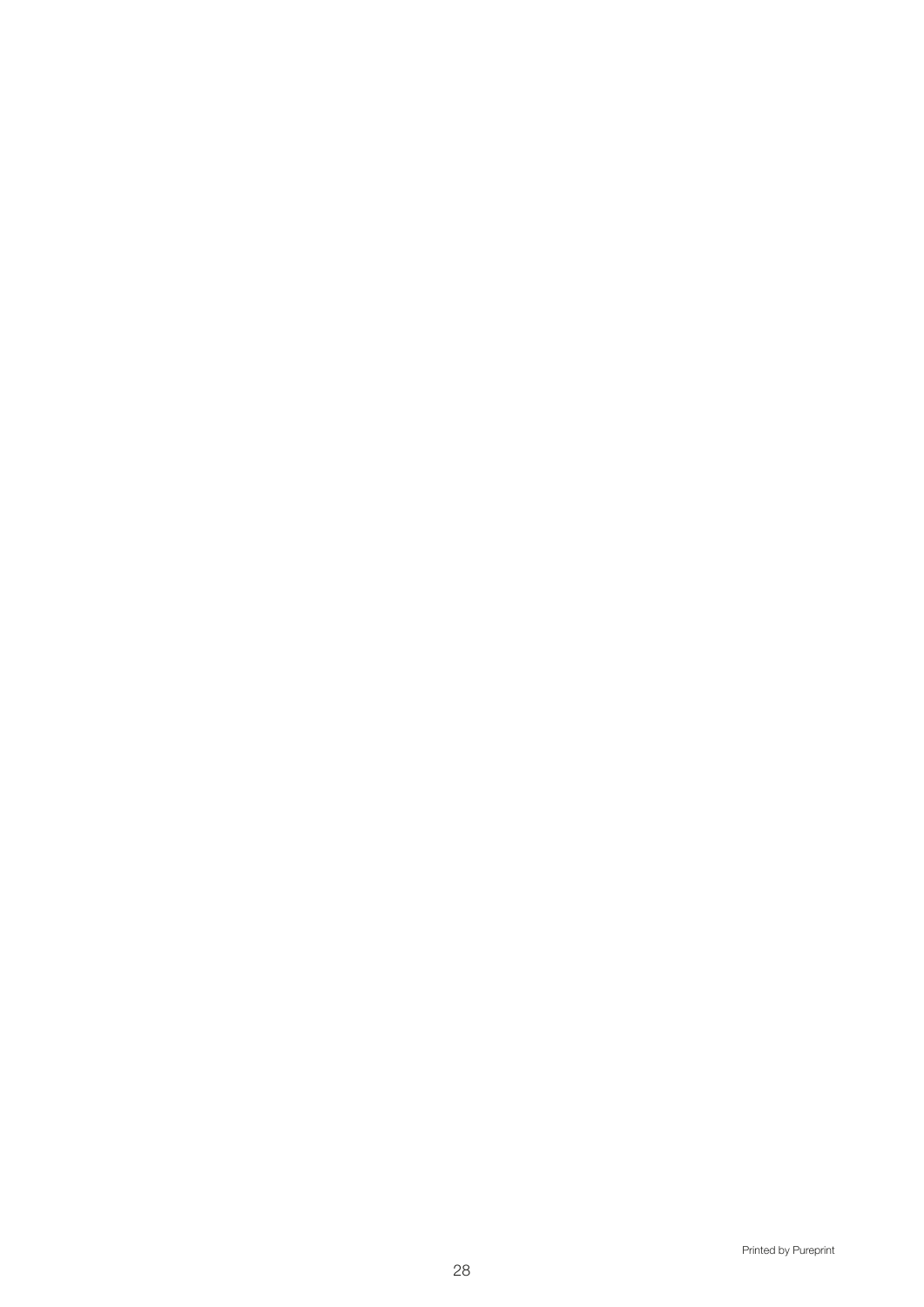Printed by Pureprint